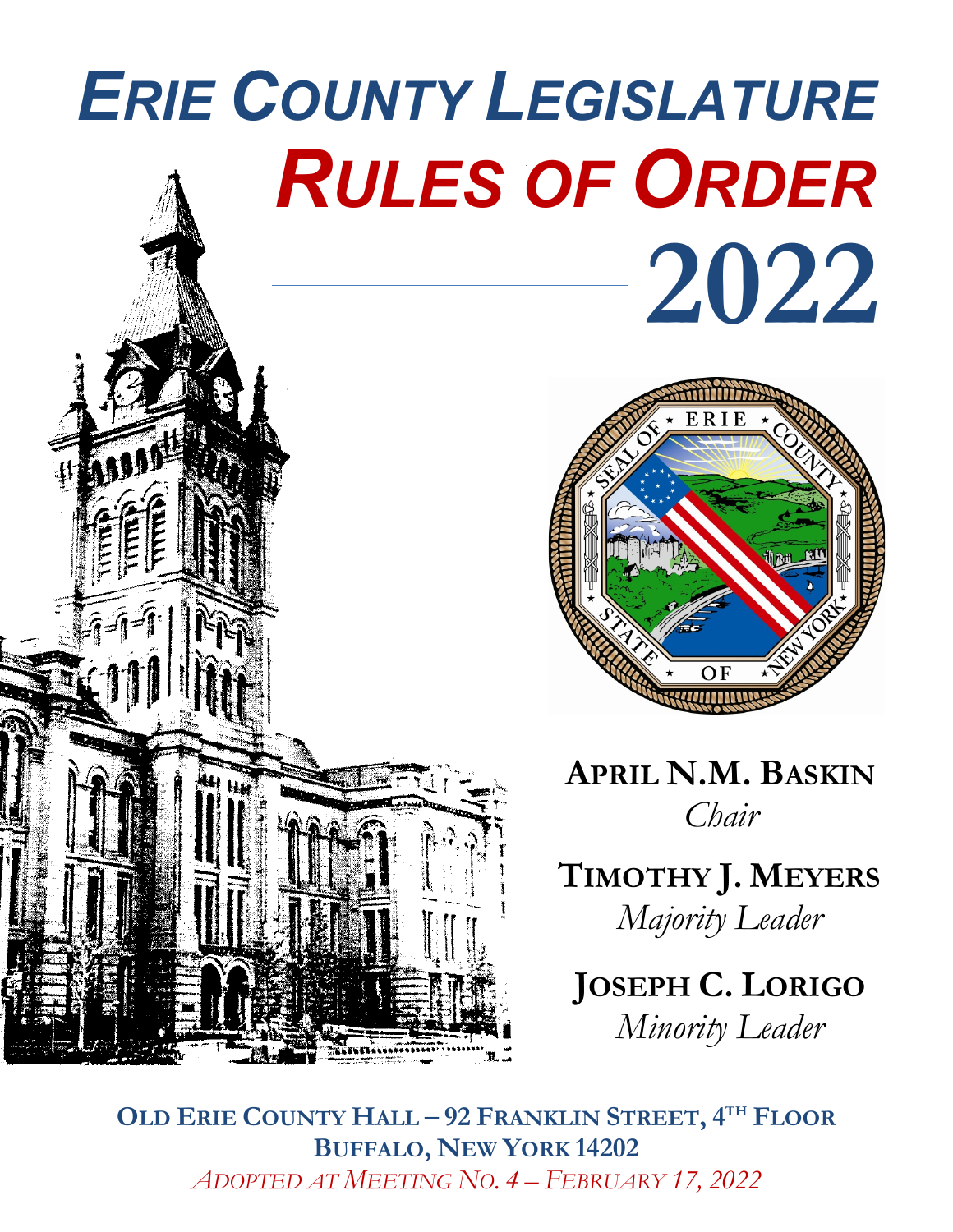# ERIE COUNTY LEGISLATURE

# RULES OF ORDER

# 2022

**APRIL N.M. BASKIN**
*Chair*

**TIMOTHY J. MEYERS**
*Majority Leader*

**JOSEPH C. LORIGO**
*Minority Leader*

**OLD ERIE COUNTY HALL – 92 FRANKLIN STREET, 4TH FLOOR**
**BUFFALO, NEW YORK 14202**
*ADOPTED AT MEETING NO. 4 – FEBRUARY 17, 2022*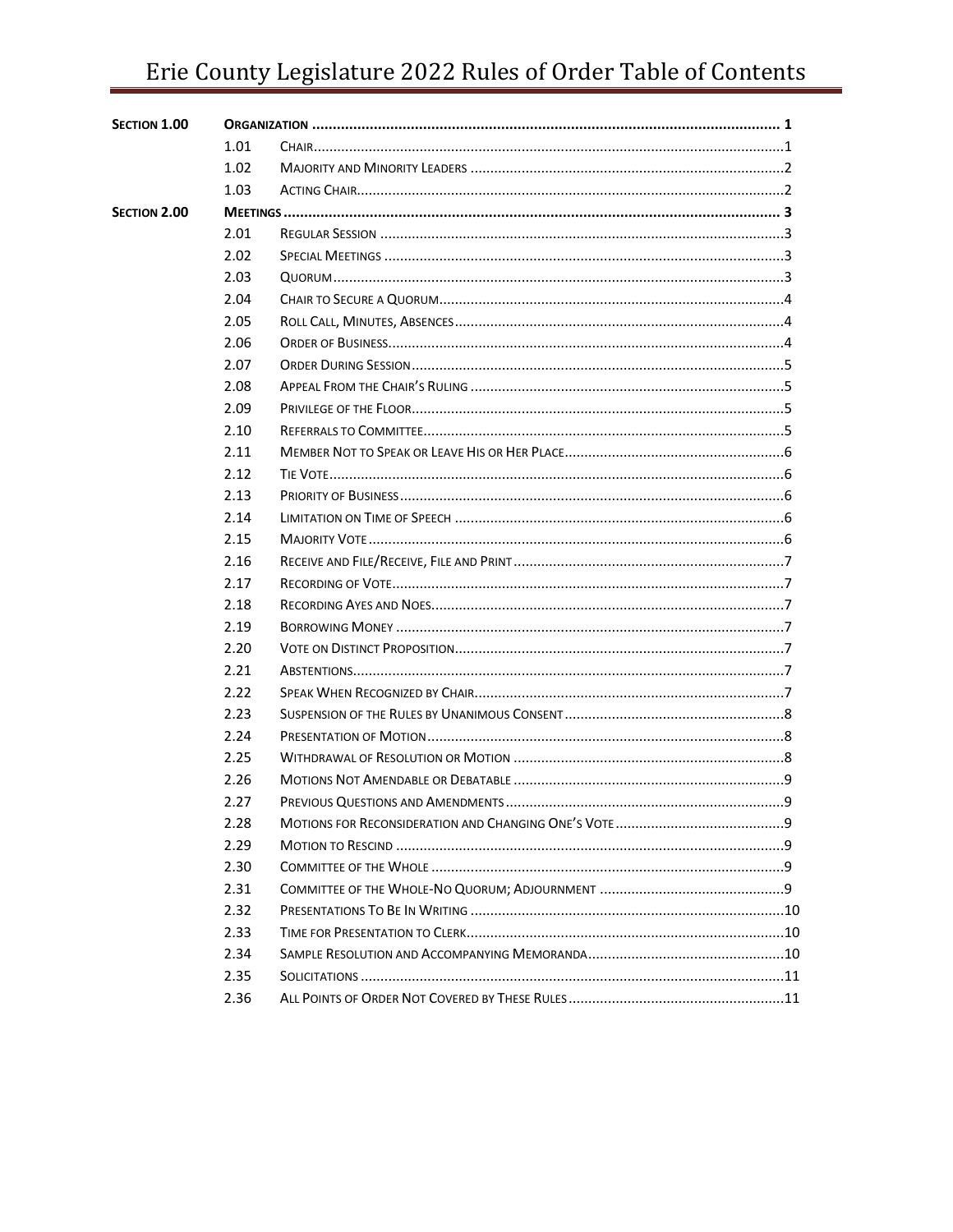# Erie County Legislature 2022 Rules of Order Table of Contents

| | | | |
|---|---|---|---|
| **SECTION 1.00** | | **ORGANIZATION** | **1** |
| | 1.01 | CHAIR | 1 |
| | 1.02 | MAJORITY AND MINORITY LEADERS | 2 |
| | 1.03 | ACTING CHAIR | 2 |
| **SECTION 2.00** | | **MEETINGS** | **3** |
| | 2.01 | REGULAR SESSION | 3 |
| | 2.02 | SPECIAL MEETINGS | 3 |
| | 2.03 | QUORUM | 3 |
| | 2.04 | CHAIR TO SECURE A QUORUM | 4 |
| | 2.05 | ROLL CALL, MINUTES, ABSENCES | 4 |
| | 2.06 | ORDER OF BUSINESS | 4 |
| | 2.07 | ORDER DURING SESSION | 5 |
| | 2.08 | APPEAL FROM THE CHAIR'S RULING | 5 |
| | 2.09 | PRIVILEGE OF THE FLOOR | 5 |
| | 2.10 | REFERRALS TO COMMITTEE | 5 |
| | 2.11 | MEMBER NOT TO SPEAK OR LEAVE HIS OR HER PLACE | 6 |
| | 2.12 | TIE VOTE | 6 |
| | 2.13 | PRIORITY OF BUSINESS | 6 |
| | 2.14 | LIMITATION ON TIME OF SPEECH | 6 |
| | 2.15 | MAJORITY VOTE | 6 |
| | 2.16 | RECEIVE AND FILE/RECEIVE, FILE AND PRINT | 7 |
| | 2.17 | RECORDING OF VOTE | 7 |
| | 2.18 | RECORDING AYES AND NOES | 7 |
| | 2.19 | BORROWING MONEY | 7 |
| | 2.20 | VOTE ON DISTINCT PROPOSITION | 7 |
| | 2.21 | ABSTENTIONS | 7 |
| | 2.22 | SPEAK WHEN RECOGNIZED BY CHAIR | 7 |
| | 2.23 | SUSPENSION OF THE RULES BY UNANIMOUS CONSENT | 8 |
| | 2.24 | PRESENTATION OF MOTION | 8 |
| | 2.25 | WITHDRAWAL OF RESOLUTION OR MOTION | 8 |
| | 2.26 | MOTIONS NOT AMENDABLE OR DEBATABLE | 9 |
| | 2.27 | PREVIOUS QUESTIONS AND AMENDMENTS | 9 |
| | 2.28 | MOTIONS FOR RECONSIDERATION AND CHANGING ONE'S VOTE | 9 |
| | 2.29 | MOTION TO RESCIND | 9 |
| | 2.30 | COMMITTEE OF THE WHOLE | 9 |
| | 2.31 | COMMITTEE OF THE WHOLE-NO QUORUM; ADJOURNMENT | 9 |
| | 2.32 | PRESENTATIONS TO BE IN WRITING | 10 |
| | 2.33 | TIME FOR PRESENTATION TO CLERK | 10 |
| | 2.34 | SAMPLE RESOLUTION AND ACCOMPANYING MEMORANDA | 10 |
| | 2.35 | SOLICITATIONS | 11 |
| | 2.36 | ALL POINTS OF ORDER NOT COVERED BY THESE RULES | 11 |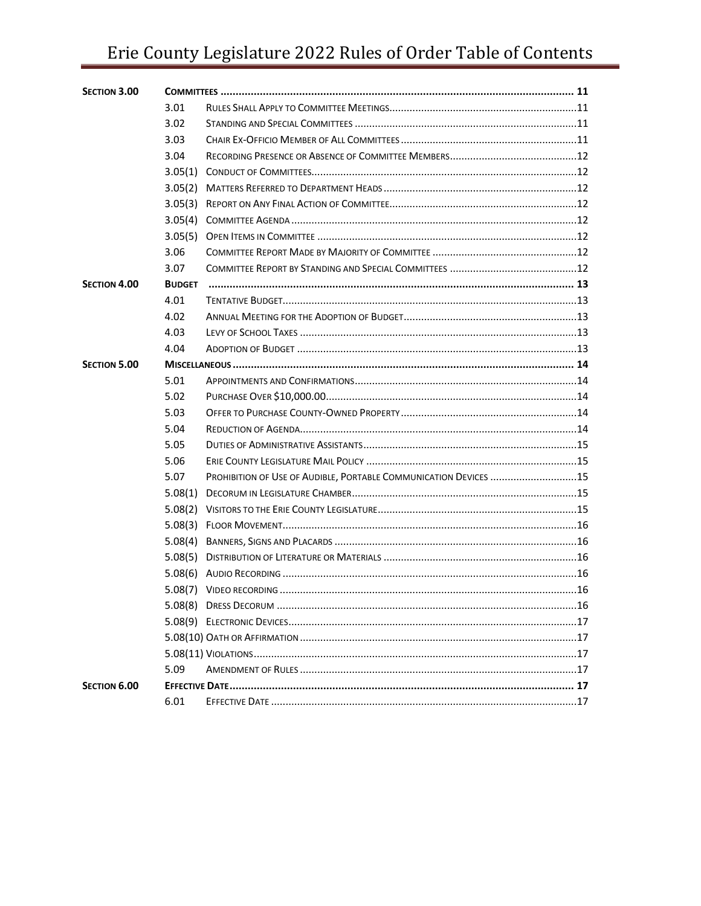# Erie County Legislature 2022 Rules of Order Table of Contents

| | | | |
|---|---|---|---|
| **Section 3.00** | **Committees** | | **11** |
| | 3.01 | Rules Shall Apply to Committee Meetings | 11 |
| | 3.02 | Standing and Special Committees | 11 |
| | 3.03 | Chair Ex-Officio Member of All Committees | 11 |
| | 3.04 | Recording Presence or Absence of Committee Members | 12 |
| | 3.05(1) | Conduct of Committees | 12 |
| | 3.05(2) | Matters Referred to Department Heads | 12 |
| | 3.05(3) | Report on Any Final Action of Committee | 12 |
| | 3.05(4) | Committee Agenda | 12 |
| | 3.05(5) | Open Items in Committee | 12 |
| | 3.06 | Committee Report Made by Majority of Committee | 12 |
| | 3.07 | Committee Report by Standing and Special Committees | 12 |
| **Section 4.00** | **Budget** | | **13** |
| | 4.01 | Tentative Budget | 13 |
| | 4.02 | Annual Meeting for the Adoption of Budget | 13 |
| | 4.03 | Levy of School Taxes | 13 |
| | 4.04 | Adoption of Budget | 13 |
| **Section 5.00** | **Miscellaneous** | | **14** |
| | 5.01 | Appointments and Confirmations | 14 |
| | 5.02 | Purchase Over $10,000.00 | 14 |
| | 5.03 | Offer to Purchase County-Owned Property | 14 |
| | 5.04 | Reduction of Agenda | 14 |
| | 5.05 | Duties of Administrative Assistants | 15 |
| | 5.06 | Erie County Legislature Mail Policy | 15 |
| | 5.07 | Prohibition of Use of Audible, Portable Communication Devices | 15 |
| | 5.08(1) | Decorum in Legislature Chamber | 15 |
| | 5.08(2) | Visitors to the Erie County Legislature | 15 |
| | 5.08(3) | Floor Movement | 16 |
| | 5.08(4) | Banners, Signs and Placards | 16 |
| | 5.08(5) | Distribution of Literature or Materials | 16 |
| | 5.08(6) | Audio Recording | 16 |
| | 5.08(7) | Video recording | 16 |
| | 5.08(8) | Dress Decorum | 16 |
| | 5.08(9) | Electronic Devices | 17 |
| | 5.08(10) | Oath or Affirmation | 17 |
| | 5.08(11) | Violations | 17 |
| | 5.09 | Amendment of Rules | 17 |
| **Section 6.00** | **Effective Date** | | **17** |
| | 6.01 | Effective Date | 17 |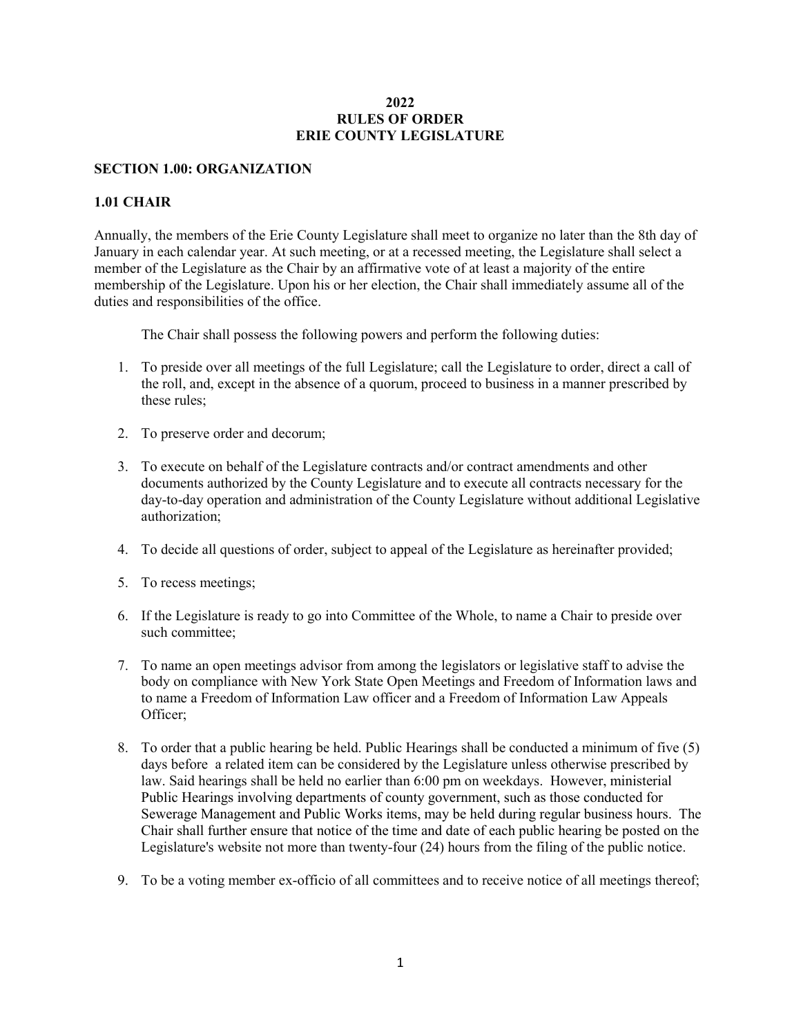**2022**
**RULES OF ORDER**
**ERIE COUNTY LEGISLATURE**

## SECTION 1.00: ORGANIZATION

### 1.01 CHAIR

Annually, the members of the Erie County Legislature shall meet to organize no later than the 8th day of January in each calendar year. At such meeting, or at a recessed meeting, the Legislature shall select a member of the Legislature as the Chair by an affirmative vote of at least a majority of the entire membership of the Legislature. Upon his or her election, the Chair shall immediately assume all of the duties and responsibilities of the office.

The Chair shall possess the following powers and perform the following duties:

1. To preside over all meetings of the full Legislature; call the Legislature to order, direct a call of the roll, and, except in the absence of a quorum, proceed to business in a manner prescribed by these rules;

2. To preserve order and decorum;

3. To execute on behalf of the Legislature contracts and/or contract amendments and other documents authorized by the County Legislature and to execute all contracts necessary for the day-to-day operation and administration of the County Legislature without additional Legislative authorization;

4. To decide all questions of order, subject to appeal of the Legislature as hereinafter provided;

5. To recess meetings;

6. If the Legislature is ready to go into Committee of the Whole, to name a Chair to preside over such committee;

7. To name an open meetings advisor from among the legislators or legislative staff to advise the body on compliance with New York State Open Meetings and Freedom of Information laws and to name a Freedom of Information Law officer and a Freedom of Information Law Appeals Officer;

8. To order that a public hearing be held. Public Hearings shall be conducted a minimum of five (5) days before a related item can be considered by the Legislature unless otherwise prescribed by law. Said hearings shall be held no earlier than 6:00 pm on weekdays. However, ministerial Public Hearings involving departments of county government, such as those conducted for Sewerage Management and Public Works items, may be held during regular business hours. The Chair shall further ensure that notice of the time and date of each public hearing be posted on the Legislature's website not more than twenty-four (24) hours from the filing of the public notice.

9. To be a voting member ex-officio of all committees and to receive notice of all meetings thereof;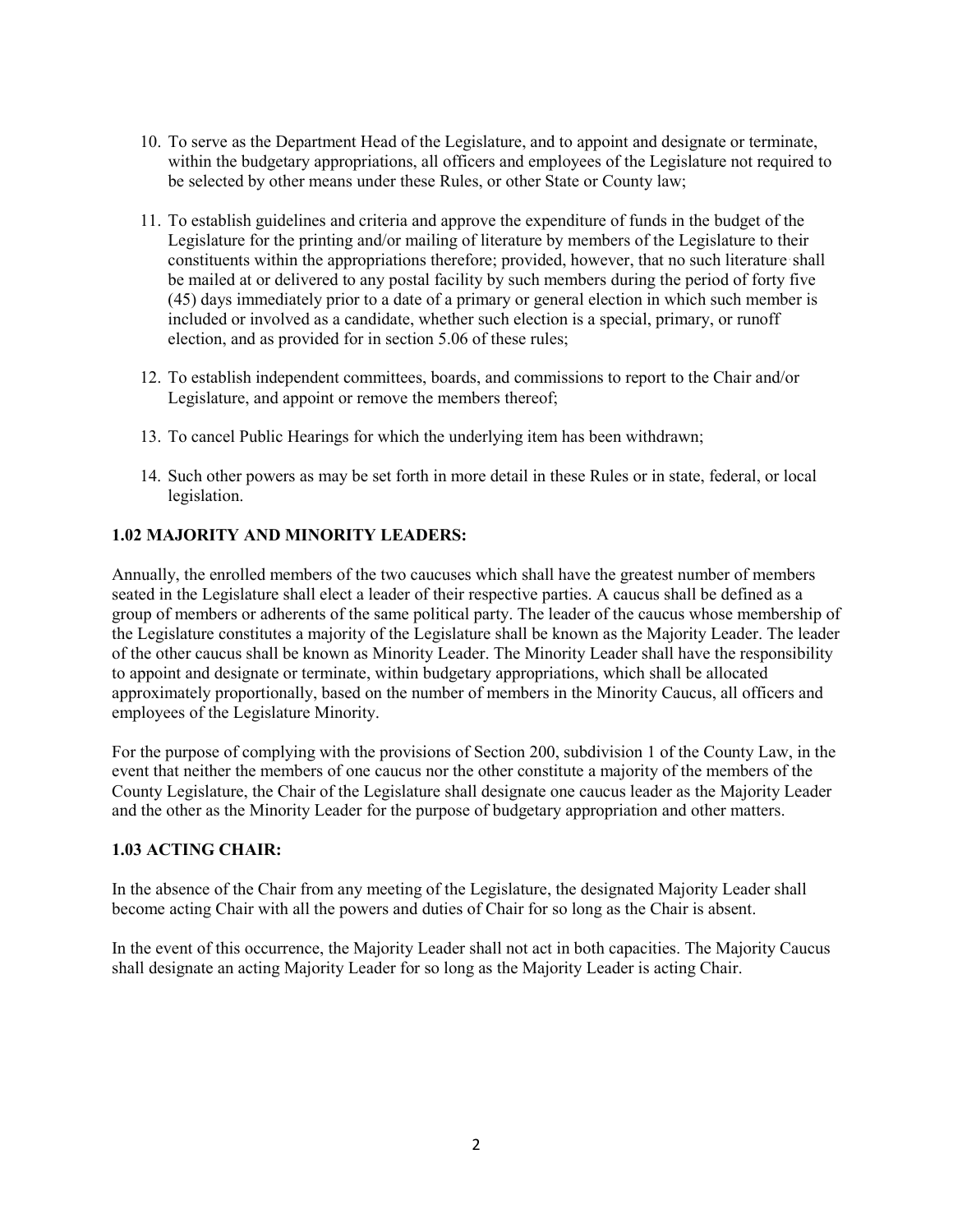10. To serve as the Department Head of the Legislature, and to appoint and designate or terminate, within the budgetary appropriations, all officers and employees of the Legislature not required to be selected by other means under these Rules, or other State or County law;

11. To establish guidelines and criteria and approve the expenditure of funds in the budget of the Legislature for the printing and/or mailing of literature by members of the Legislature to their constituents within the appropriations therefore; provided, however, that no such literature shall be mailed at or delivered to any postal facility by such members during the period of forty five (45) days immediately prior to a date of a primary or general election in which such member is included or involved as a candidate, whether such election is a special, primary, or runoff election, and as provided for in section 5.06 of these rules;

12. To establish independent committees, boards, and commissions to report to the Chair and/or Legislature, and appoint or remove the members thereof;

13. To cancel Public Hearings for which the underlying item has been withdrawn;

14. Such other powers as may be set forth in more detail in these Rules or in state, federal, or local legislation.

**1.02 MAJORITY AND MINORITY LEADERS:**

Annually, the enrolled members of the two caucuses which shall have the greatest number of members seated in the Legislature shall elect a leader of their respective parties. A caucus shall be defined as a group of members or adherents of the same political party. The leader of the caucus whose membership of the Legislature constitutes a majority of the Legislature shall be known as the Majority Leader. The leader of the other caucus shall be known as Minority Leader. The Minority Leader shall have the responsibility to appoint and designate or terminate, within budgetary appropriations, which shall be allocated approximately proportionally, based on the number of members in the Minority Caucus, all officers and employees of the Legislature Minority.

For the purpose of complying with the provisions of Section 200, subdivision 1 of the County Law, in the event that neither the members of one caucus nor the other constitute a majority of the members of the County Legislature, the Chair of the Legislature shall designate one caucus leader as the Majority Leader and the other as the Minority Leader for the purpose of budgetary appropriation and other matters.

**1.03 ACTING CHAIR:**

In the absence of the Chair from any meeting of the Legislature, the designated Majority Leader shall become acting Chair with all the powers and duties of Chair for so long as the Chair is absent.

In the event of this occurrence, the Majority Leader shall not act in both capacities. The Majority Caucus shall designate an acting Majority Leader for so long as the Majority Leader is acting Chair.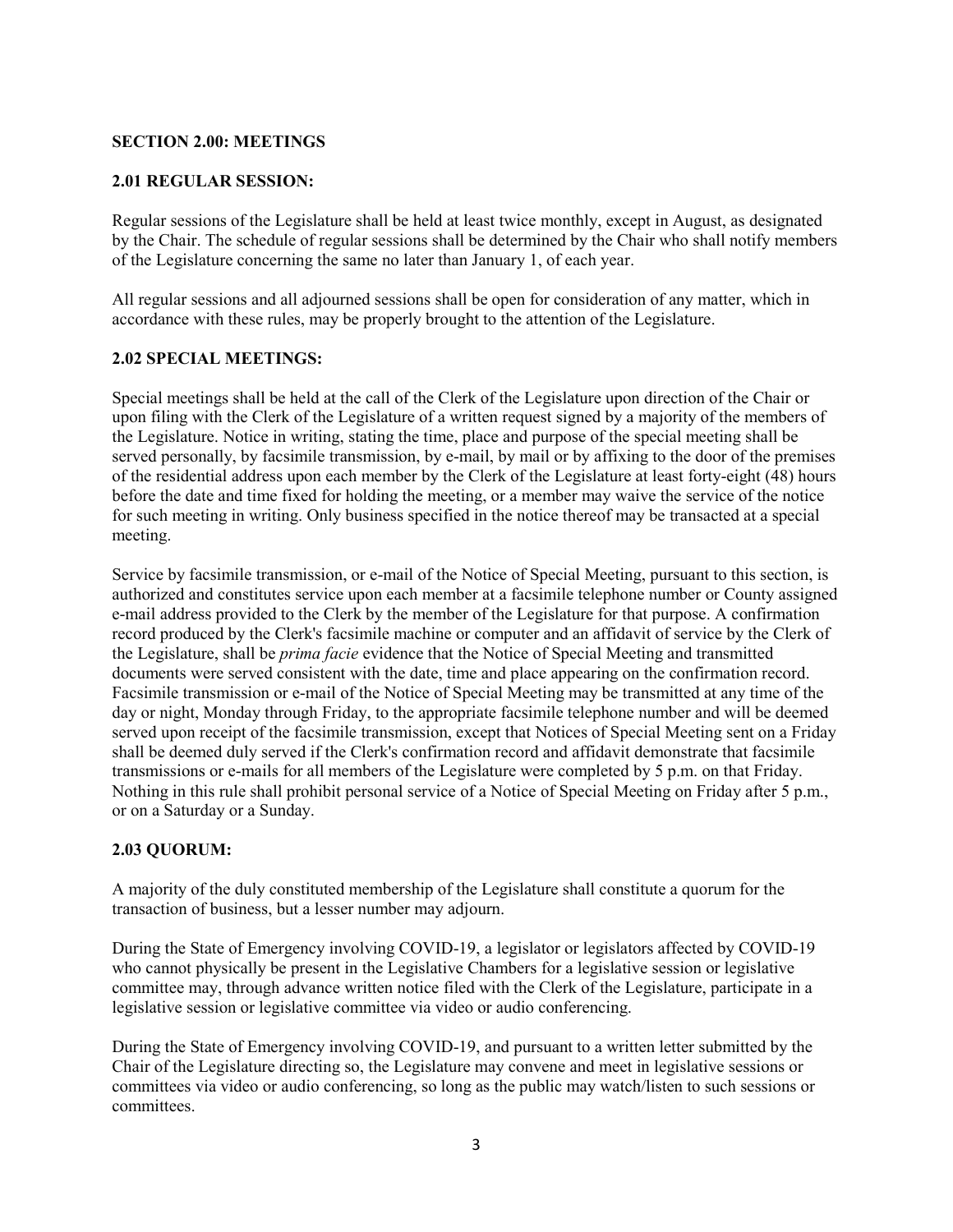**SECTION 2.00: MEETINGS**

**2.01 REGULAR SESSION:**

Regular sessions of the Legislature shall be held at least twice monthly, except in August, as designated by the Chair. The schedule of regular sessions shall be determined by the Chair who shall notify members of the Legislature concerning the same no later than January 1, of each year.

All regular sessions and all adjourned sessions shall be open for consideration of any matter, which in accordance with these rules, may be properly brought to the attention of the Legislature.

**2.02 SPECIAL MEETINGS:**

Special meetings shall be held at the call of the Clerk of the Legislature upon direction of the Chair or upon filing with the Clerk of the Legislature of a written request signed by a majority of the members of the Legislature. Notice in writing, stating the time, place and purpose of the special meeting shall be served personally, by facsimile transmission, by e-mail, by mail or by affixing to the door of the premises of the residential address upon each member by the Clerk of the Legislature at least forty-eight (48) hours before the date and time fixed for holding the meeting, or a member may waive the service of the notice for such meeting in writing. Only business specified in the notice thereof may be transacted at a special meeting.

Service by facsimile transmission, or e-mail of the Notice of Special Meeting, pursuant to this section, is authorized and constitutes service upon each member at a facsimile telephone number or County assigned e-mail address provided to the Clerk by the member of the Legislature for that purpose. A confirmation record produced by the Clerk's facsimile machine or computer and an affidavit of service by the Clerk of the Legislature, shall be *prima facie* evidence that the Notice of Special Meeting and transmitted documents were served consistent with the date, time and place appearing on the confirmation record. Facsimile transmission or e-mail of the Notice of Special Meeting may be transmitted at any time of the day or night, Monday through Friday, to the appropriate facsimile telephone number and will be deemed served upon receipt of the facsimile transmission, except that Notices of Special Meeting sent on a Friday shall be deemed duly served if the Clerk's confirmation record and affidavit demonstrate that facsimile transmissions or e-mails for all members of the Legislature were completed by 5 p.m. on that Friday. Nothing in this rule shall prohibit personal service of a Notice of Special Meeting on Friday after 5 p.m., or on a Saturday or a Sunday.

**2.03 QUORUM:**

A majority of the duly constituted membership of the Legislature shall constitute a quorum for the transaction of business, but a lesser number may adjourn.

During the State of Emergency involving COVID-19, a legislator or legislators affected by COVID-19 who cannot physically be present in the Legislative Chambers for a legislative session or legislative committee may, through advance written notice filed with the Clerk of the Legislature, participate in a legislative session or legislative committee via video or audio conferencing.

During the State of Emergency involving COVID-19, and pursuant to a written letter submitted by the Chair of the Legislature directing so, the Legislature may convene and meet in legislative sessions or committees via video or audio conferencing, so long as the public may watch/listen to such sessions or committees.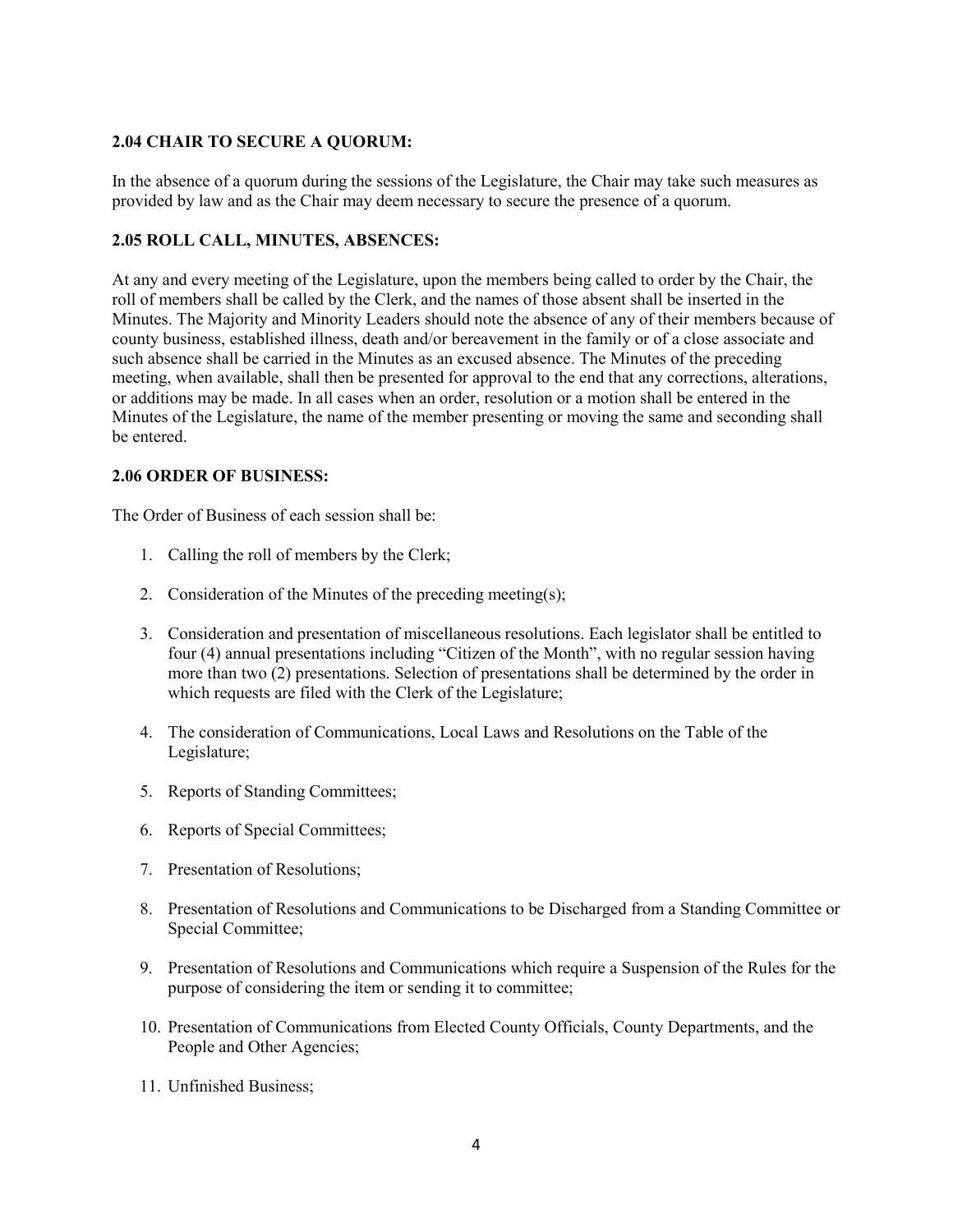**2.04 CHAIR TO SECURE A QUORUM:**

In the absence of a quorum during the sessions of the Legislature, the Chair may take such measures as provided by law and as the Chair may deem necessary to secure the presence of a quorum.

**2.05 ROLL CALL, MINUTES, ABSENCES:**

At any and every meeting of the Legislature, upon the members being called to order by the Chair, the roll of members shall be called by the Clerk, and the names of those absent shall be inserted in the Minutes. The Majority and Minority Leaders should note the absence of any of their members because of county business, established illness, death and/or bereavement in the family or of a close associate and such absence shall be carried in the Minutes as an excused absence. The Minutes of the preceding meeting, when available, shall then be presented for approval to the end that any corrections, alterations, or additions may be made. In all cases when an order, resolution or a motion shall be entered in the Minutes of the Legislature, the name of the member presenting or moving the same and seconding shall be entered.

**2.06 ORDER OF BUSINESS:**

The Order of Business of each session shall be:

1. Calling the roll of members by the Clerk;
2. Consideration of the Minutes of the preceding meeting(s);
3. Consideration and presentation of miscellaneous resolutions. Each legislator shall be entitled to four (4) annual presentations including "Citizen of the Month", with no regular session having more than two (2) presentations. Selection of presentations shall be determined by the order in which requests are filed with the Clerk of the Legislature;
4. The consideration of Communications, Local Laws and Resolutions on the Table of the Legislature;
5. Reports of Standing Committees;
6. Reports of Special Committees;
7. Presentation of Resolutions;
8. Presentation of Resolutions and Communications to be Discharged from a Standing Committee or Special Committee;
9. Presentation of Resolutions and Communications which require a Suspension of the Rules for the purpose of considering the item or sending it to committee;
10. Presentation of Communications from Elected County Officials, County Departments, and the People and Other Agencies;
11. Unfinished Business;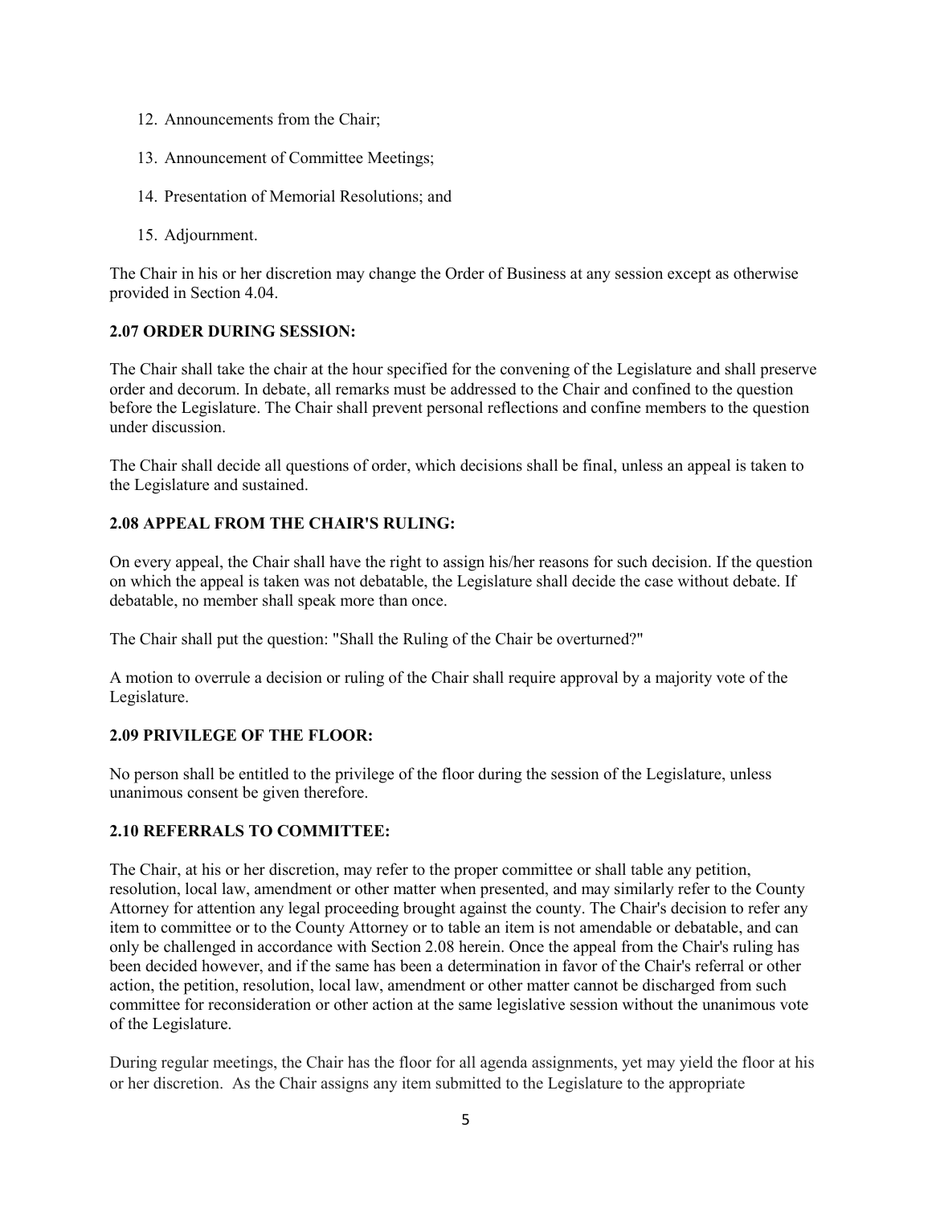12. Announcements from the Chair;
13. Announcement of Committee Meetings;
14. Presentation of Memorial Resolutions; and
15. Adjournment.

The Chair in his or her discretion may change the Order of Business at any session except as otherwise provided in Section 4.04.

**2.07 ORDER DURING SESSION:**

The Chair shall take the chair at the hour specified for the convening of the Legislature and shall preserve order and decorum. In debate, all remarks must be addressed to the Chair and confined to the question before the Legislature. The Chair shall prevent personal reflections and confine members to the question under discussion.

The Chair shall decide all questions of order, which decisions shall be final, unless an appeal is taken to the Legislature and sustained.

**2.08 APPEAL FROM THE CHAIR'S RULING:**

On every appeal, the Chair shall have the right to assign his/her reasons for such decision. If the question on which the appeal is taken was not debatable, the Legislature shall decide the case without debate. If debatable, no member shall speak more than once.

The Chair shall put the question: "Shall the Ruling of the Chair be overturned?"

A motion to overrule a decision or ruling of the Chair shall require approval by a majority vote of the Legislature.

**2.09 PRIVILEGE OF THE FLOOR:**

No person shall be entitled to the privilege of the floor during the session of the Legislature, unless unanimous consent be given therefore.

**2.10 REFERRALS TO COMMITTEE:**

The Chair, at his or her discretion, may refer to the proper committee or shall table any petition, resolution, local law, amendment or other matter when presented, and may similarly refer to the County Attorney for attention any legal proceeding brought against the county. The Chair's decision to refer any item to committee or to the County Attorney or to table an item is not amendable or debatable, and can only be challenged in accordance with Section 2.08 herein. Once the appeal from the Chair's ruling has been decided however, and if the same has been a determination in favor of the Chair's referral or other action, the petition, resolution, local law, amendment or other matter cannot be discharged from such committee for reconsideration or other action at the same legislative session without the unanimous vote of the Legislature.

During regular meetings, the Chair has the floor for all agenda assignments, yet may yield the floor at his or her discretion. As the Chair assigns any item submitted to the Legislature to the appropriate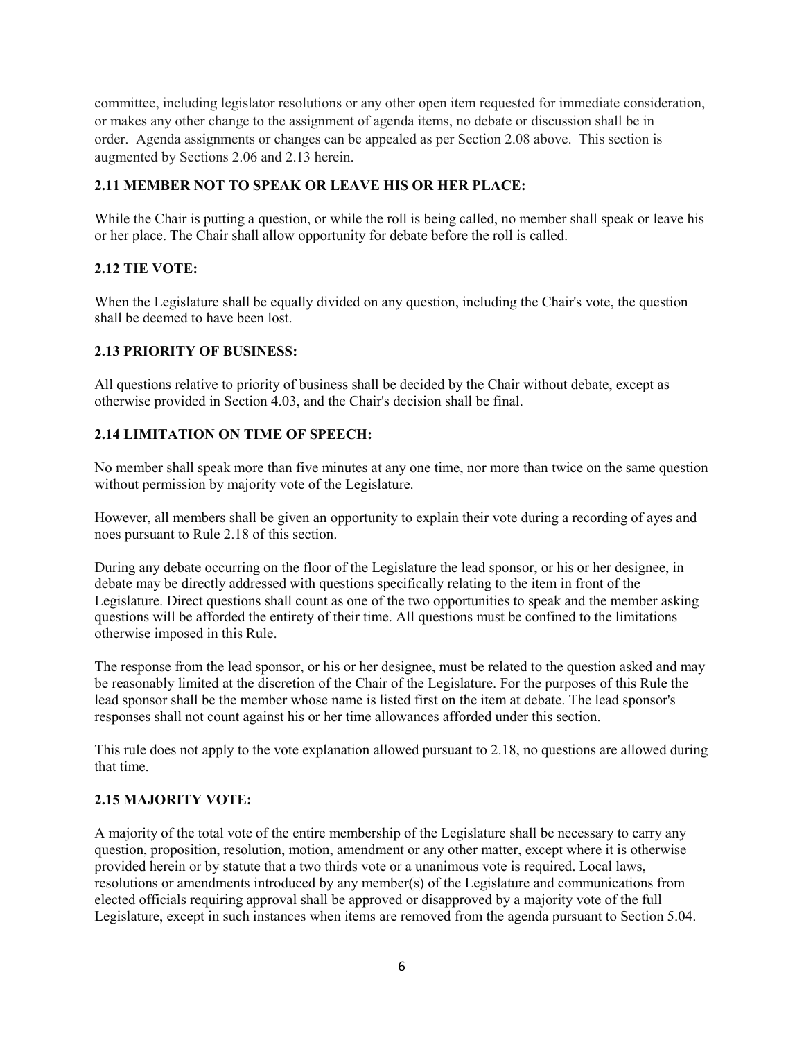committee, including legislator resolutions or any other open item requested for immediate consideration, or makes any other change to the assignment of agenda items, no debate or discussion shall be in order. Agenda assignments or changes can be appealed as per Section 2.08 above. This section is augmented by Sections 2.06 and 2.13 herein.

### 2.11 MEMBER NOT TO SPEAK OR LEAVE HIS OR HER PLACE:

While the Chair is putting a question, or while the roll is being called, no member shall speak or leave his or her place. The Chair shall allow opportunity for debate before the roll is called.

### 2.12 TIE VOTE:

When the Legislature shall be equally divided on any question, including the Chair's vote, the question shall be deemed to have been lost.

### 2.13 PRIORITY OF BUSINESS:

All questions relative to priority of business shall be decided by the Chair without debate, except as otherwise provided in Section 4.03, and the Chair's decision shall be final.

### 2.14 LIMITATION ON TIME OF SPEECH:

No member shall speak more than five minutes at any one time, nor more than twice on the same question without permission by majority vote of the Legislature.

However, all members shall be given an opportunity to explain their vote during a recording of ayes and noes pursuant to Rule 2.18 of this section.

During any debate occurring on the floor of the Legislature the lead sponsor, or his or her designee, in debate may be directly addressed with questions specifically relating to the item in front of the Legislature. Direct questions shall count as one of the two opportunities to speak and the member asking questions will be afforded the entirety of their time. All questions must be confined to the limitations otherwise imposed in this Rule.

The response from the lead sponsor, or his or her designee, must be related to the question asked and may be reasonably limited at the discretion of the Chair of the Legislature. For the purposes of this Rule the lead sponsor shall be the member whose name is listed first on the item at debate. The lead sponsor's responses shall not count against his or her time allowances afforded under this section.

This rule does not apply to the vote explanation allowed pursuant to 2.18, no questions are allowed during that time.

### 2.15 MAJORITY VOTE:

A majority of the total vote of the entire membership of the Legislature shall be necessary to carry any question, proposition, resolution, motion, amendment or any other matter, except where it is otherwise provided herein or by statute that a two thirds vote or a unanimous vote is required. Local laws, resolutions or amendments introduced by any member(s) of the Legislature and communications from elected officials requiring approval shall be approved or disapproved by a majority vote of the full Legislature, except in such instances when items are removed from the agenda pursuant to Section 5.04.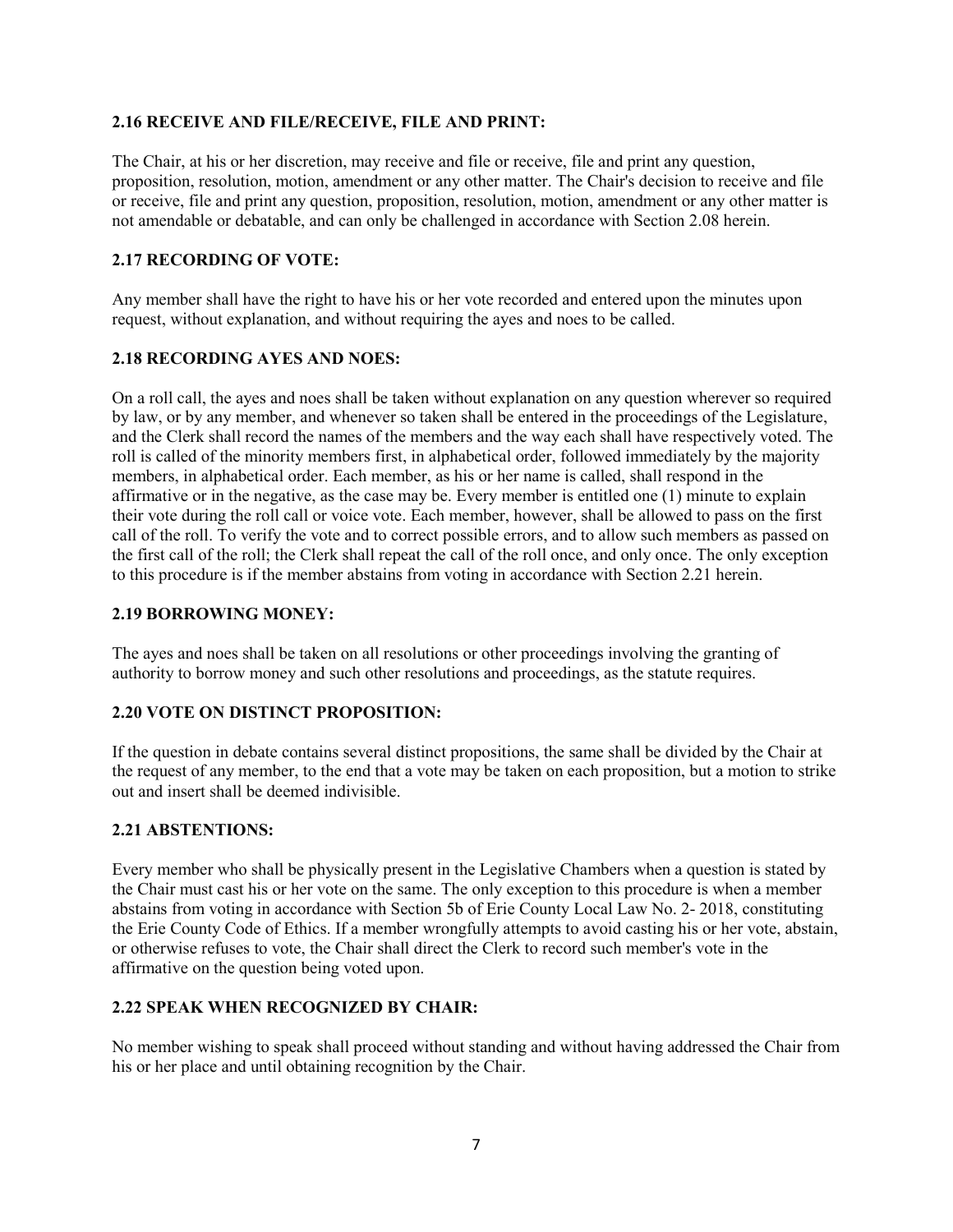**2.16 RECEIVE AND FILE/RECEIVE, FILE AND PRINT:**

The Chair, at his or her discretion, may receive and file or receive, file and print any question, proposition, resolution, motion, amendment or any other matter. The Chair's decision to receive and file or receive, file and print any question, proposition, resolution, motion, amendment or any other matter is not amendable or debatable, and can only be challenged in accordance with Section 2.08 herein.

**2.17 RECORDING OF VOTE:**

Any member shall have the right to have his or her vote recorded and entered upon the minutes upon request, without explanation, and without requiring the ayes and noes to be called.

**2.18 RECORDING AYES AND NOES:**

On a roll call, the ayes and noes shall be taken without explanation on any question wherever so required by law, or by any member, and whenever so taken shall be entered in the proceedings of the Legislature, and the Clerk shall record the names of the members and the way each shall have respectively voted. The roll is called of the minority members first, in alphabetical order, followed immediately by the majority members, in alphabetical order. Each member, as his or her name is called, shall respond in the affirmative or in the negative, as the case may be. Every member is entitled one (1) minute to explain their vote during the roll call or voice vote. Each member, however, shall be allowed to pass on the first call of the roll. To verify the vote and to correct possible errors, and to allow such members as passed on the first call of the roll; the Clerk shall repeat the call of the roll once, and only once. The only exception to this procedure is if the member abstains from voting in accordance with Section 2.21 herein.

**2.19 BORROWING MONEY:**

The ayes and noes shall be taken on all resolutions or other proceedings involving the granting of authority to borrow money and such other resolutions and proceedings, as the statute requires.

**2.20 VOTE ON DISTINCT PROPOSITION:**

If the question in debate contains several distinct propositions, the same shall be divided by the Chair at the request of any member, to the end that a vote may be taken on each proposition, but a motion to strike out and insert shall be deemed indivisible.

**2.21 ABSTENTIONS:**

Every member who shall be physically present in the Legislative Chambers when a question is stated by the Chair must cast his or her vote on the same. The only exception to this procedure is when a member abstains from voting in accordance with Section 5b of Erie County Local Law No. 2- 2018, constituting the Erie County Code of Ethics. If a member wrongfully attempts to avoid casting his or her vote, abstain, or otherwise refuses to vote, the Chair shall direct the Clerk to record such member's vote in the affirmative on the question being voted upon.

**2.22 SPEAK WHEN RECOGNIZED BY CHAIR:**

No member wishing to speak shall proceed without standing and without having addressed the Chair from his or her place and until obtaining recognition by the Chair.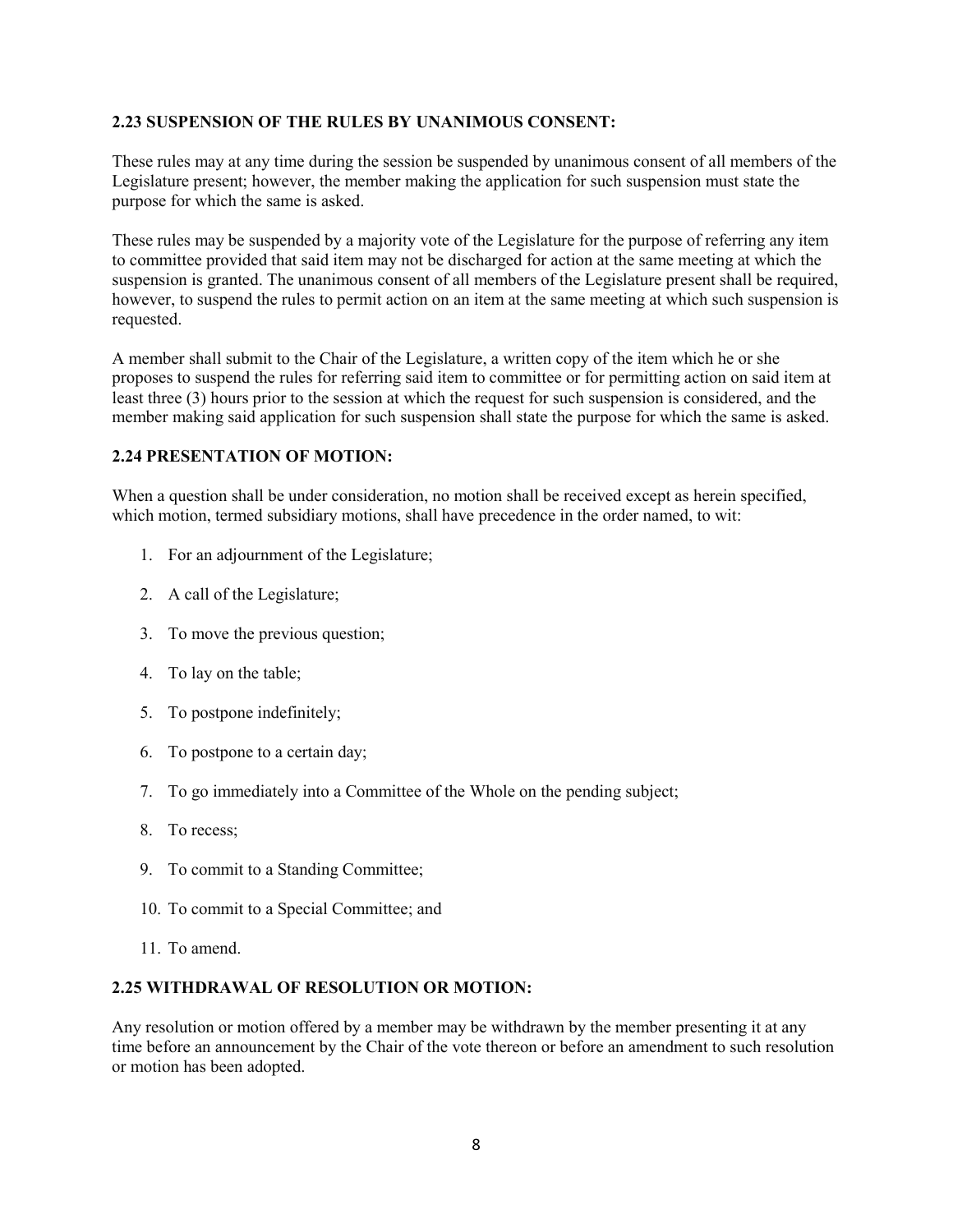**2.23 SUSPENSION OF THE RULES BY UNANIMOUS CONSENT:**

These rules may at any time during the session be suspended by unanimous consent of all members of the Legislature present; however, the member making the application for such suspension must state the purpose for which the same is asked.

These rules may be suspended by a majority vote of the Legislature for the purpose of referring any item to committee provided that said item may not be discharged for action at the same meeting at which the suspension is granted. The unanimous consent of all members of the Legislature present shall be required, however, to suspend the rules to permit action on an item at the same meeting at which such suspension is requested.

A member shall submit to the Chair of the Legislature, a written copy of the item which he or she proposes to suspend the rules for referring said item to committee or for permitting action on said item at least three (3) hours prior to the session at which the request for such suspension is considered, and the member making said application for such suspension shall state the purpose for which the same is asked.

**2.24 PRESENTATION OF MOTION:**

When a question shall be under consideration, no motion shall be received except as herein specified, which motion, termed subsidiary motions, shall have precedence in the order named, to wit:

1. For an adjournment of the Legislature;
2. A call of the Legislature;
3. To move the previous question;
4. To lay on the table;
5. To postpone indefinitely;
6. To postpone to a certain day;
7. To go immediately into a Committee of the Whole on the pending subject;
8. To recess;
9. To commit to a Standing Committee;
10. To commit to a Special Committee; and
11. To amend.

**2.25 WITHDRAWAL OF RESOLUTION OR MOTION:**

Any resolution or motion offered by a member may be withdrawn by the member presenting it at any time before an announcement by the Chair of the vote thereon or before an amendment to such resolution or motion has been adopted.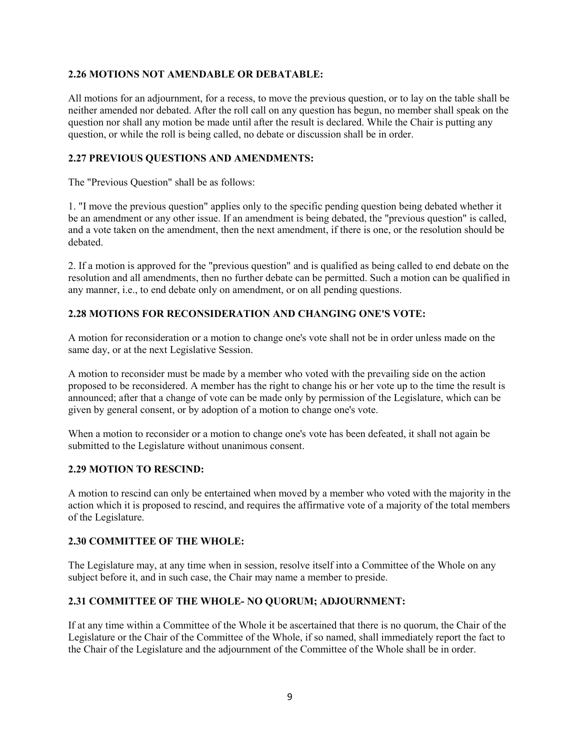**2.26 MOTIONS NOT AMENDABLE OR DEBATABLE:**

All motions for an adjournment, for a recess, to move the previous question, or to lay on the table shall be neither amended nor debated. After the roll call on any question has begun, no member shall speak on the question nor shall any motion be made until after the result is declared. While the Chair is putting any question, or while the roll is being called, no debate or discussion shall be in order.

**2.27 PREVIOUS QUESTIONS AND AMENDMENTS:**

The "Previous Question" shall be as follows:

1. "I move the previous question" applies only to the specific pending question being debated whether it be an amendment or any other issue. If an amendment is being debated, the "previous question" is called, and a vote taken on the amendment, then the next amendment, if there is one, or the resolution should be debated.

2. If a motion is approved for the "previous question" and is qualified as being called to end debate on the resolution and all amendments, then no further debate can be permitted. Such a motion can be qualified in any manner, i.e., to end debate only on amendment, or on all pending questions.

**2.28 MOTIONS FOR RECONSIDERATION AND CHANGING ONE'S VOTE:**

A motion for reconsideration or a motion to change one's vote shall not be in order unless made on the same day, or at the next Legislative Session.

A motion to reconsider must be made by a member who voted with the prevailing side on the action proposed to be reconsidered. A member has the right to change his or her vote up to the time the result is announced; after that a change of vote can be made only by permission of the Legislature, which can be given by general consent, or by adoption of a motion to change one's vote.

When a motion to reconsider or a motion to change one's vote has been defeated, it shall not again be submitted to the Legislature without unanimous consent.

**2.29 MOTION TO RESCIND:**

A motion to rescind can only be entertained when moved by a member who voted with the majority in the action which it is proposed to rescind, and requires the affirmative vote of a majority of the total members of the Legislature.

**2.30 COMMITTEE OF THE WHOLE:**

The Legislature may, at any time when in session, resolve itself into a Committee of the Whole on any subject before it, and in such case, the Chair may name a member to preside.

**2.31 COMMITTEE OF THE WHOLE- NO QUORUM; ADJOURNMENT:**

If at any time within a Committee of the Whole it be ascertained that there is no quorum, the Chair of the Legislature or the Chair of the Committee of the Whole, if so named, shall immediately report the fact to the Chair of the Legislature and the adjournment of the Committee of the Whole shall be in order.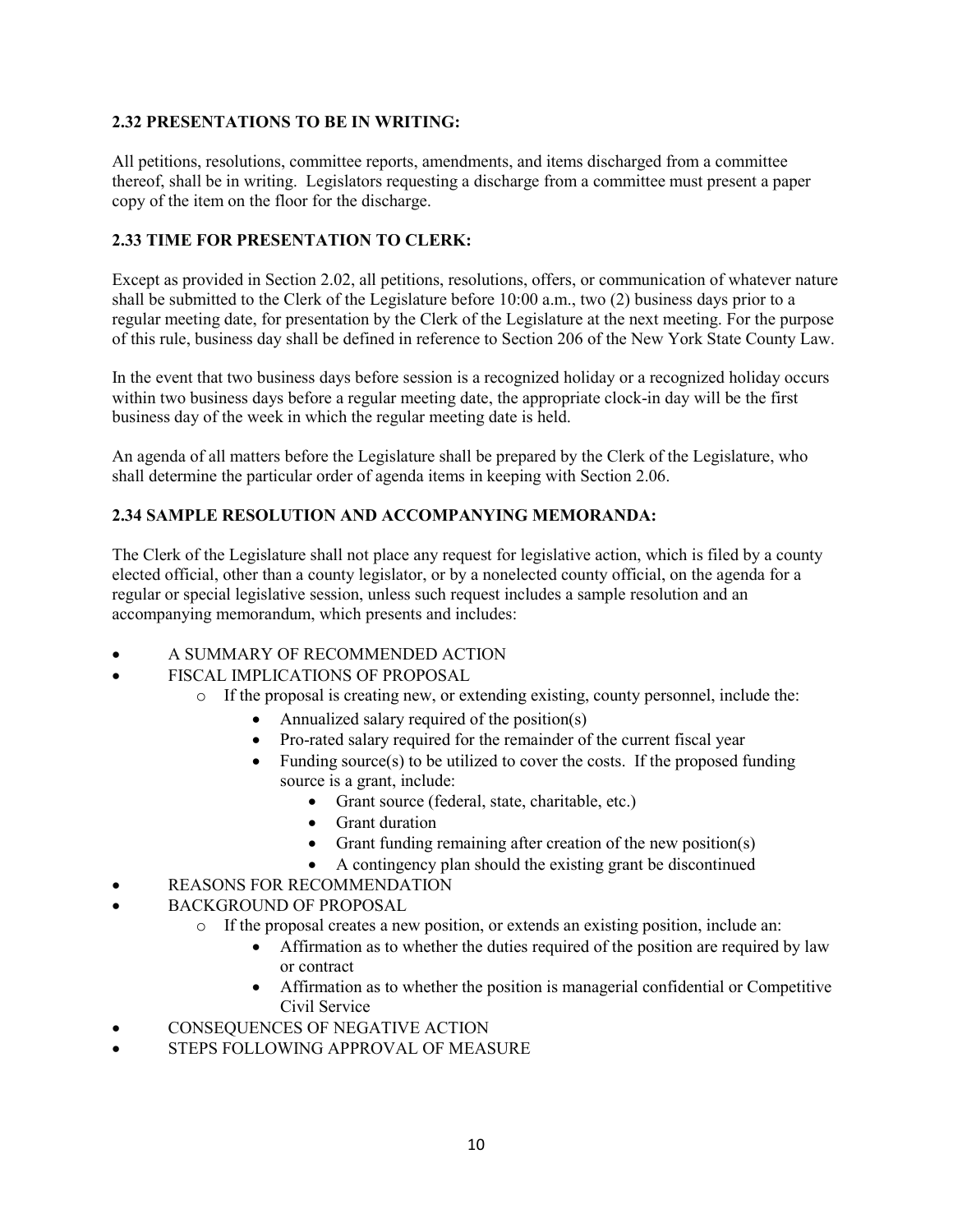**2.32 PRESENTATIONS TO BE IN WRITING:**

All petitions, resolutions, committee reports, amendments, and items discharged from a committee thereof, shall be in writing. Legislators requesting a discharge from a committee must present a paper copy of the item on the floor for the discharge.

**2.33 TIME FOR PRESENTATION TO CLERK:**

Except as provided in Section 2.02, all petitions, resolutions, offers, or communication of whatever nature shall be submitted to the Clerk of the Legislature before 10:00 a.m., two (2) business days prior to a regular meeting date, for presentation by the Clerk of the Legislature at the next meeting. For the purpose of this rule, business day shall be defined in reference to Section 206 of the New York State County Law.

In the event that two business days before session is a recognized holiday or a recognized holiday occurs within two business days before a regular meeting date, the appropriate clock-in day will be the first business day of the week in which the regular meeting date is held.

An agenda of all matters before the Legislature shall be prepared by the Clerk of the Legislature, who shall determine the particular order of agenda items in keeping with Section 2.06.

**2.34 SAMPLE RESOLUTION AND ACCOMPANYING MEMORANDA:**

The Clerk of the Legislature shall not place any request for legislative action, which is filed by a county elected official, other than a county legislator, or by a nonelected county official, on the agenda for a regular or special legislative session, unless such request includes a sample resolution and an accompanying memorandum, which presents and includes:

- A SUMMARY OF RECOMMENDED ACTION
- FISCAL IMPLICATIONS OF PROPOSAL
  - If the proposal is creating new, or extending existing, county personnel, include the:
    - Annualized salary required of the position(s)
    - Pro-rated salary required for the remainder of the current fiscal year
    - Funding source(s) to be utilized to cover the costs. If the proposed funding source is a grant, include:
      - Grant source (federal, state, charitable, etc.)
      - Grant duration
      - Grant funding remaining after creation of the new position(s)
      - A contingency plan should the existing grant be discontinued
- REASONS FOR RECOMMENDATION
- BACKGROUND OF PROPOSAL
  - If the proposal creates a new position, or extends an existing position, include an:
    - Affirmation as to whether the duties required of the position are required by law or contract
    - Affirmation as to whether the position is managerial confidential or Competitive Civil Service
- CONSEQUENCES OF NEGATIVE ACTION
- STEPS FOLLOWING APPROVAL OF MEASURE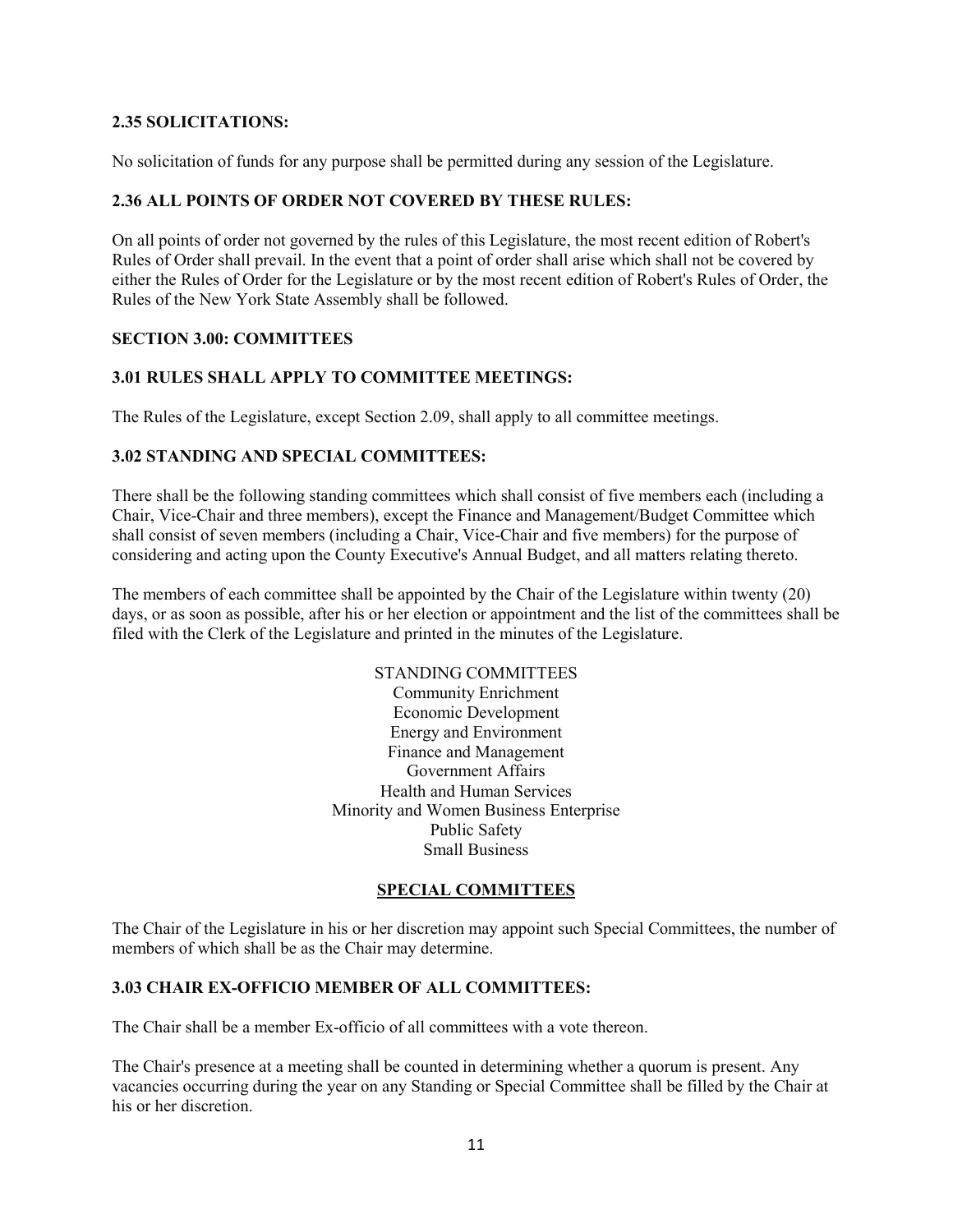### 2.35 SOLICITATIONS:

No solicitation of funds for any purpose shall be permitted during any session of the Legislature.

### 2.36 ALL POINTS OF ORDER NOT COVERED BY THESE RULES:

On all points of order not governed by the rules of this Legislature, the most recent edition of Robert's Rules of Order shall prevail. In the event that a point of order shall arise which shall not be covered by either the Rules of Order for the Legislature or by the most recent edition of Robert's Rules of Order, the Rules of the New York State Assembly shall be followed.

## SECTION 3.00: COMMITTEES

### 3.01 RULES SHALL APPLY TO COMMITTEE MEETINGS:

The Rules of the Legislature, except Section 2.09, shall apply to all committee meetings.

### 3.02 STANDING AND SPECIAL COMMITTEES:

There shall be the following standing committees which shall consist of five members each (including a Chair, Vice-Chair and three members), except the Finance and Management/Budget Committee which shall consist of seven members (including a Chair, Vice-Chair and five members) for the purpose of considering and acting upon the County Executive's Annual Budget, and all matters relating thereto.

The members of each committee shall be appointed by the Chair of the Legislature within twenty (20) days, or as soon as possible, after his or her election or appointment and the list of the committees shall be filed with the Clerk of the Legislature and printed in the minutes of the Legislature.

STANDING COMMITTEES

Community Enrichment
Economic Development
Energy and Environment
Finance and Management
Government Affairs
Health and Human Services
Minority and Women Business Enterprise
Public Safety
Small Business

**SPECIAL COMMITTEES**

The Chair of the Legislature in his or her discretion may appoint such Special Committees, the number of members of which shall be as the Chair may determine.

### 3.03 CHAIR EX-OFFICIO MEMBER OF ALL COMMITTEES:

The Chair shall be a member Ex-officio of all committees with a vote thereon.

The Chair's presence at a meeting shall be counted in determining whether a quorum is present. Any vacancies occurring during the year on any Standing or Special Committee shall be filled by the Chair at his or her discretion.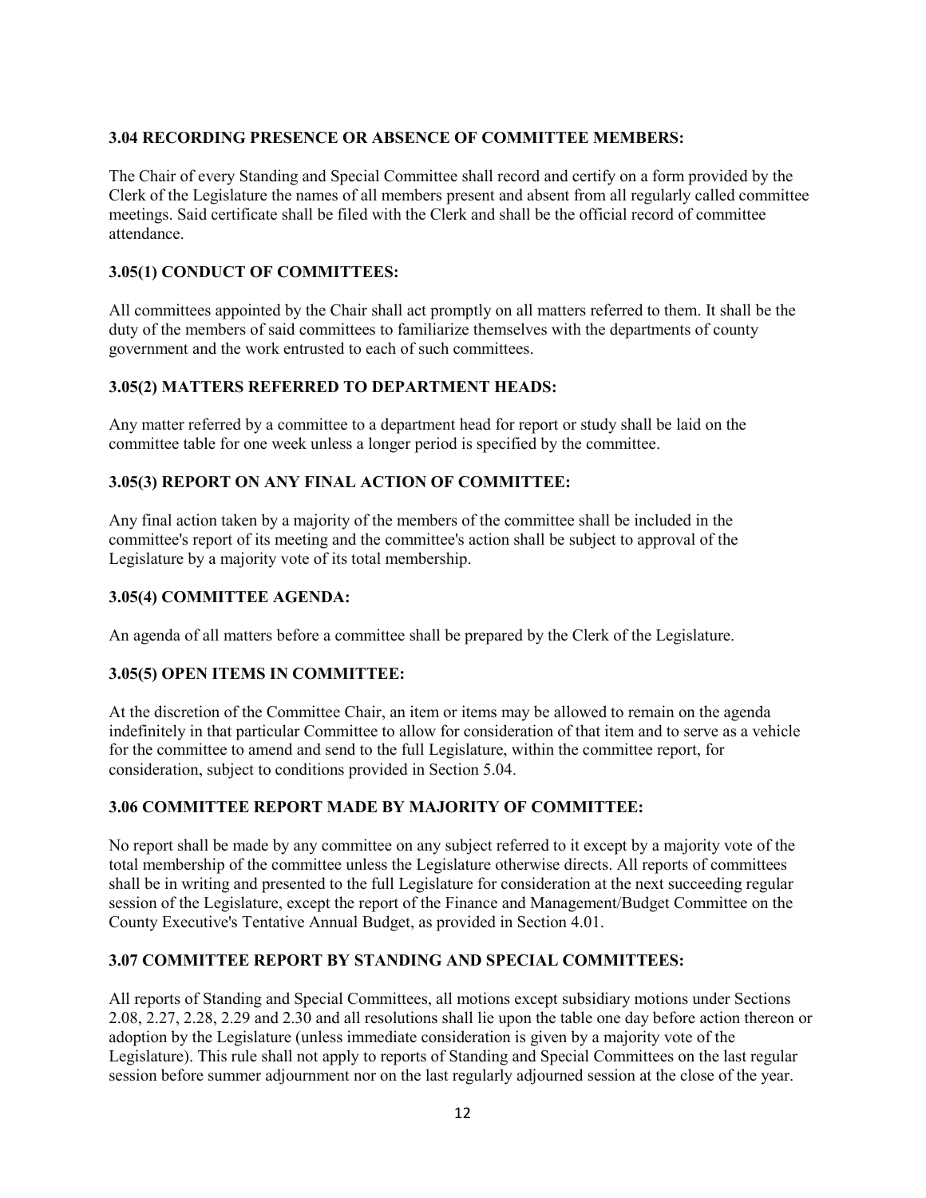### 3.04 RECORDING PRESENCE OR ABSENCE OF COMMITTEE MEMBERS:

The Chair of every Standing and Special Committee shall record and certify on a form provided by the Clerk of the Legislature the names of all members present and absent from all regularly called committee meetings. Said certificate shall be filed with the Clerk and shall be the official record of committee attendance.

### 3.05(1) CONDUCT OF COMMITTEES:

All committees appointed by the Chair shall act promptly on all matters referred to them. It shall be the duty of the members of said committees to familiarize themselves with the departments of county government and the work entrusted to each of such committees.

### 3.05(2) MATTERS REFERRED TO DEPARTMENT HEADS:

Any matter referred by a committee to a department head for report or study shall be laid on the committee table for one week unless a longer period is specified by the committee.

### 3.05(3) REPORT ON ANY FINAL ACTION OF COMMITTEE:

Any final action taken by a majority of the members of the committee shall be included in the committee's report of its meeting and the committee's action shall be subject to approval of the Legislature by a majority vote of its total membership.

### 3.05(4) COMMITTEE AGENDA:

An agenda of all matters before a committee shall be prepared by the Clerk of the Legislature.

### 3.05(5) OPEN ITEMS IN COMMITTEE:

At the discretion of the Committee Chair, an item or items may be allowed to remain on the agenda indefinitely in that particular Committee to allow for consideration of that item and to serve as a vehicle for the committee to amend and send to the full Legislature, within the committee report, for consideration, subject to conditions provided in Section 5.04.

### 3.06 COMMITTEE REPORT MADE BY MAJORITY OF COMMITTEE:

No report shall be made by any committee on any subject referred to it except by a majority vote of the total membership of the committee unless the Legislature otherwise directs. All reports of committees shall be in writing and presented to the full Legislature for consideration at the next succeeding regular session of the Legislature, except the report of the Finance and Management/Budget Committee on the County Executive's Tentative Annual Budget, as provided in Section 4.01.

### 3.07 COMMITTEE REPORT BY STANDING AND SPECIAL COMMITTEES:

All reports of Standing and Special Committees, all motions except subsidiary motions under Sections 2.08, 2.27, 2.28, 2.29 and 2.30 and all resolutions shall lie upon the table one day before action thereon or adoption by the Legislature (unless immediate consideration is given by a majority vote of the Legislature). This rule shall not apply to reports of Standing and Special Committees on the last regular session before summer adjournment nor on the last regularly adjourned session at the close of the year.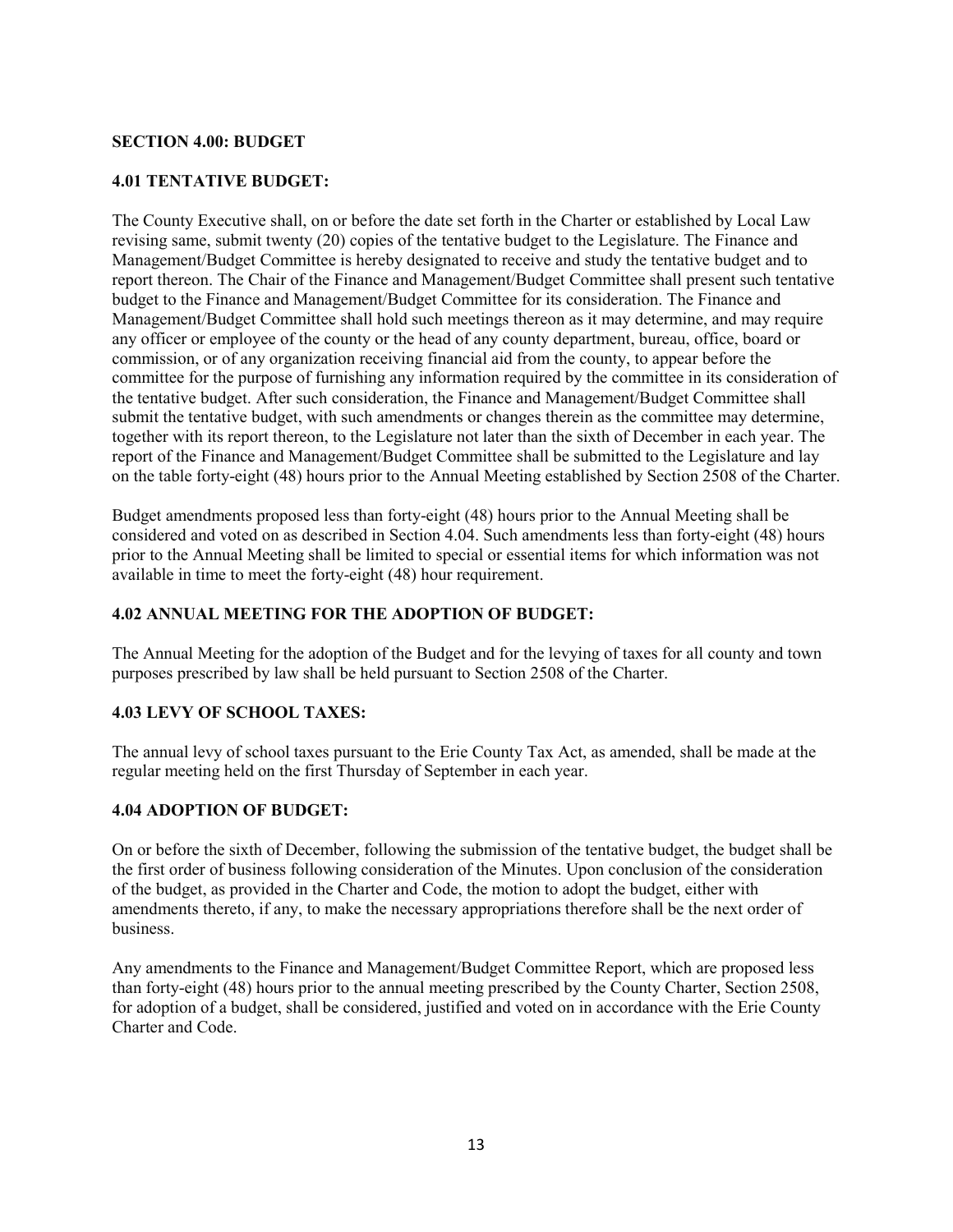**SECTION 4.00: BUDGET**

**4.01 TENTATIVE BUDGET:**

The County Executive shall, on or before the date set forth in the Charter or established by Local Law revising same, submit twenty (20) copies of the tentative budget to the Legislature. The Finance and Management/Budget Committee is hereby designated to receive and study the tentative budget and to report thereon. The Chair of the Finance and Management/Budget Committee shall present such tentative budget to the Finance and Management/Budget Committee for its consideration. The Finance and Management/Budget Committee shall hold such meetings thereon as it may determine, and may require any officer or employee of the county or the head of any county department, bureau, office, board or commission, or of any organization receiving financial aid from the county, to appear before the committee for the purpose of furnishing any information required by the committee in its consideration of the tentative budget. After such consideration, the Finance and Management/Budget Committee shall submit the tentative budget, with such amendments or changes therein as the committee may determine, together with its report thereon, to the Legislature not later than the sixth of December in each year. The report of the Finance and Management/Budget Committee shall be submitted to the Legislature and lay on the table forty-eight (48) hours prior to the Annual Meeting established by Section 2508 of the Charter.

Budget amendments proposed less than forty-eight (48) hours prior to the Annual Meeting shall be considered and voted on as described in Section 4.04. Such amendments less than forty-eight (48) hours prior to the Annual Meeting shall be limited to special or essential items for which information was not available in time to meet the forty-eight (48) hour requirement.

**4.02 ANNUAL MEETING FOR THE ADOPTION OF BUDGET:**

The Annual Meeting for the adoption of the Budget and for the levying of taxes for all county and town purposes prescribed by law shall be held pursuant to Section 2508 of the Charter.

**4.03 LEVY OF SCHOOL TAXES:**

The annual levy of school taxes pursuant to the Erie County Tax Act, as amended, shall be made at the regular meeting held on the first Thursday of September in each year.

**4.04 ADOPTION OF BUDGET:**

On or before the sixth of December, following the submission of the tentative budget, the budget shall be the first order of business following consideration of the Minutes. Upon conclusion of the consideration of the budget, as provided in the Charter and Code, the motion to adopt the budget, either with amendments thereto, if any, to make the necessary appropriations therefore shall be the next order of business.

Any amendments to the Finance and Management/Budget Committee Report, which are proposed less than forty-eight (48) hours prior to the annual meeting prescribed by the County Charter, Section 2508, for adoption of a budget, shall be considered, justified and voted on in accordance with the Erie County Charter and Code.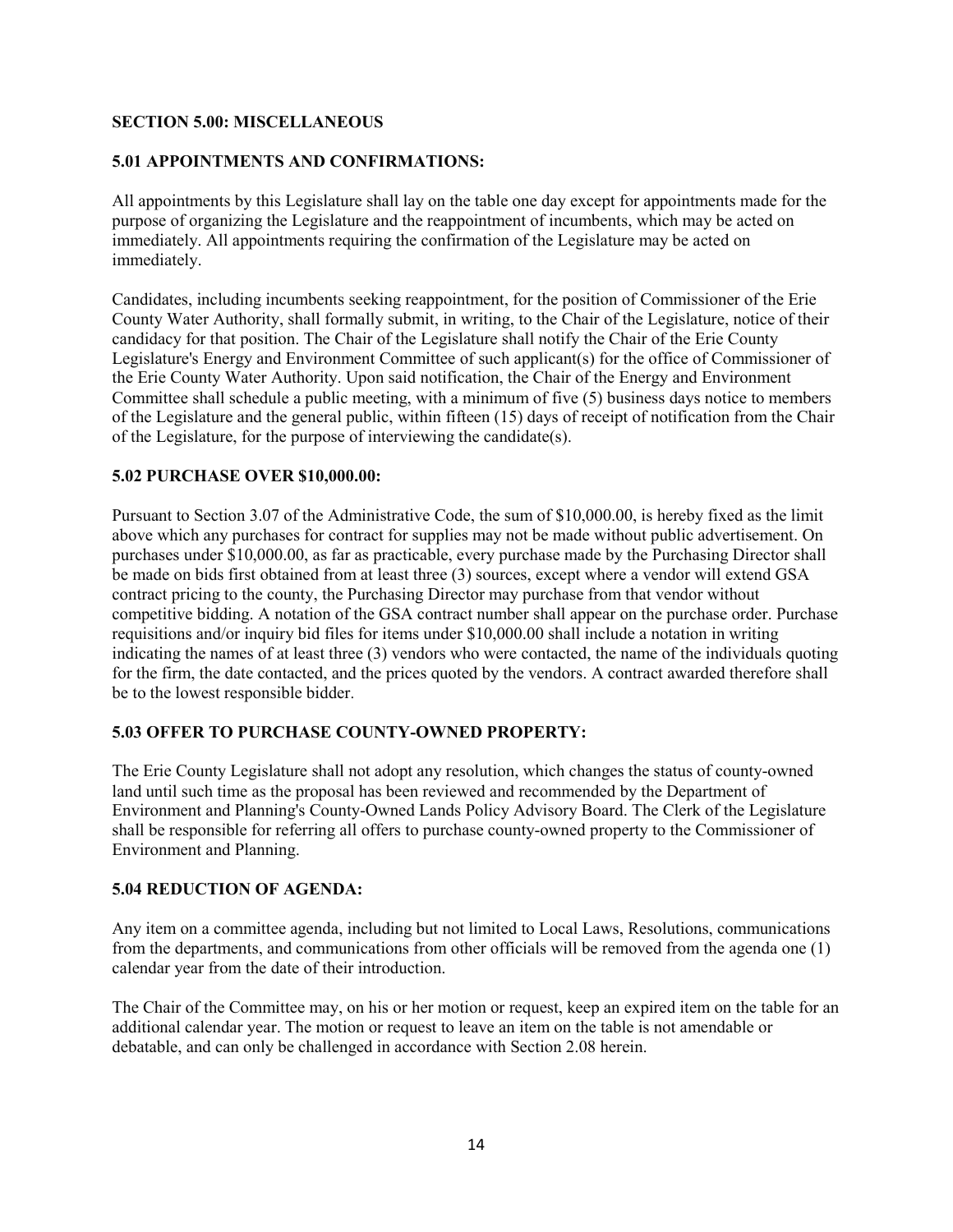## SECTION 5.00: MISCELLANEOUS

### 5.01 APPOINTMENTS AND CONFIRMATIONS:

All appointments by this Legislature shall lay on the table one day except for appointments made for the purpose of organizing the Legislature and the reappointment of incumbents, which may be acted on immediately. All appointments requiring the confirmation of the Legislature may be acted on immediately.

Candidates, including incumbents seeking reappointment, for the position of Commissioner of the Erie County Water Authority, shall formally submit, in writing, to the Chair of the Legislature, notice of their candidacy for that position. The Chair of the Legislature shall notify the Chair of the Erie County Legislature's Energy and Environment Committee of such applicant(s) for the office of Commissioner of the Erie County Water Authority. Upon said notification, the Chair of the Energy and Environment Committee shall schedule a public meeting, with a minimum of five (5) business days notice to members of the Legislature and the general public, within fifteen (15) days of receipt of notification from the Chair of the Legislature, for the purpose of interviewing the candidate(s).

### 5.02 PURCHASE OVER $10,000.00:

Pursuant to Section 3.07 of the Administrative Code, the sum of $10,000.00, is hereby fixed as the limit above which any purchases for contract for supplies may not be made without public advertisement. On purchases under $10,000.00, as far as practicable, every purchase made by the Purchasing Director shall be made on bids first obtained from at least three (3) sources, except where a vendor will extend GSA contract pricing to the county, the Purchasing Director may purchase from that vendor without competitive bidding. A notation of the GSA contract number shall appear on the purchase order. Purchase requisitions and/or inquiry bid files for items under $10,000.00 shall include a notation in writing indicating the names of at least three (3) vendors who were contacted, the name of the individuals quoting for the firm, the date contacted, and the prices quoted by the vendors. A contract awarded therefore shall be to the lowest responsible bidder.

### 5.03 OFFER TO PURCHASE COUNTY-OWNED PROPERTY:

The Erie County Legislature shall not adopt any resolution, which changes the status of county-owned land until such time as the proposal has been reviewed and recommended by the Department of Environment and Planning's County-Owned Lands Policy Advisory Board. The Clerk of the Legislature shall be responsible for referring all offers to purchase county-owned property to the Commissioner of Environment and Planning.

### 5.04 REDUCTION OF AGENDA:

Any item on a committee agenda, including but not limited to Local Laws, Resolutions, communications from the departments, and communications from other officials will be removed from the agenda one (1) calendar year from the date of their introduction.

The Chair of the Committee may, on his or her motion or request, keep an expired item on the table for an additional calendar year. The motion or request to leave an item on the table is not amendable or debatable, and can only be challenged in accordance with Section 2.08 herein.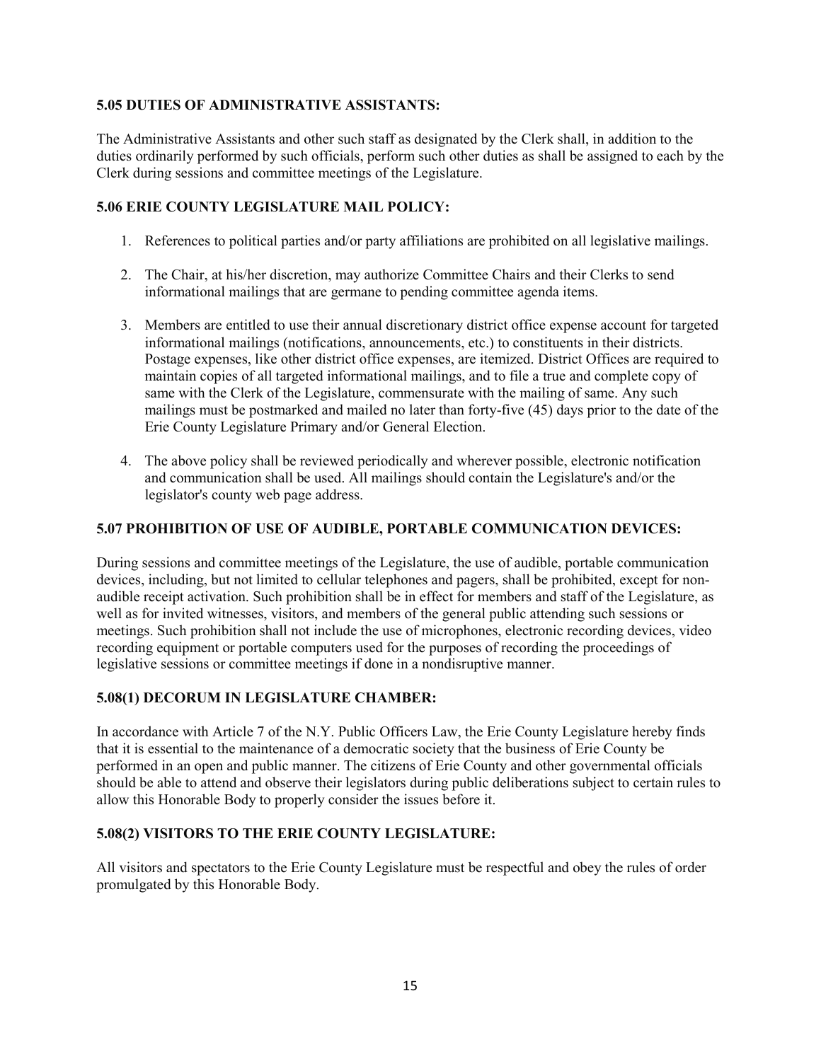**5.05 DUTIES OF ADMINISTRATIVE ASSISTANTS:**

The Administrative Assistants and other such staff as designated by the Clerk shall, in addition to the duties ordinarily performed by such officials, perform such other duties as shall be assigned to each by the Clerk during sessions and committee meetings of the Legislature.

**5.06 ERIE COUNTY LEGISLATURE MAIL POLICY:**

1. References to political parties and/or party affiliations are prohibited on all legislative mailings.

2. The Chair, at his/her discretion, may authorize Committee Chairs and their Clerks to send informational mailings that are germane to pending committee agenda items.

3. Members are entitled to use their annual discretionary district office expense account for targeted informational mailings (notifications, announcements, etc.) to constituents in their districts. Postage expenses, like other district office expenses, are itemized. District Offices are required to maintain copies of all targeted informational mailings, and to file a true and complete copy of same with the Clerk of the Legislature, commensurate with the mailing of same. Any such mailings must be postmarked and mailed no later than forty-five (45) days prior to the date of the Erie County Legislature Primary and/or General Election.

4. The above policy shall be reviewed periodically and wherever possible, electronic notification and communication shall be used. All mailings should contain the Legislature's and/or the legislator's county web page address.

**5.07 PROHIBITION OF USE OF AUDIBLE, PORTABLE COMMUNICATION DEVICES:**

During sessions and committee meetings of the Legislature, the use of audible, portable communication devices, including, but not limited to cellular telephones and pagers, shall be prohibited, except for non-audible receipt activation. Such prohibition shall be in effect for members and staff of the Legislature, as well as for invited witnesses, visitors, and members of the general public attending such sessions or meetings. Such prohibition shall not include the use of microphones, electronic recording devices, video recording equipment or portable computers used for the purposes of recording the proceedings of legislative sessions or committee meetings if done in a nondisruptive manner.

**5.08(1) DECORUM IN LEGISLATURE CHAMBER:**

In accordance with Article 7 of the N.Y. Public Officers Law, the Erie County Legislature hereby finds that it is essential to the maintenance of a democratic society that the business of Erie County be performed in an open and public manner. The citizens of Erie County and other governmental officials should be able to attend and observe their legislators during public deliberations subject to certain rules to allow this Honorable Body to properly consider the issues before it.

**5.08(2) VISITORS TO THE ERIE COUNTY LEGISLATURE:**

All visitors and spectators to the Erie County Legislature must be respectful and obey the rules of order promulgated by this Honorable Body.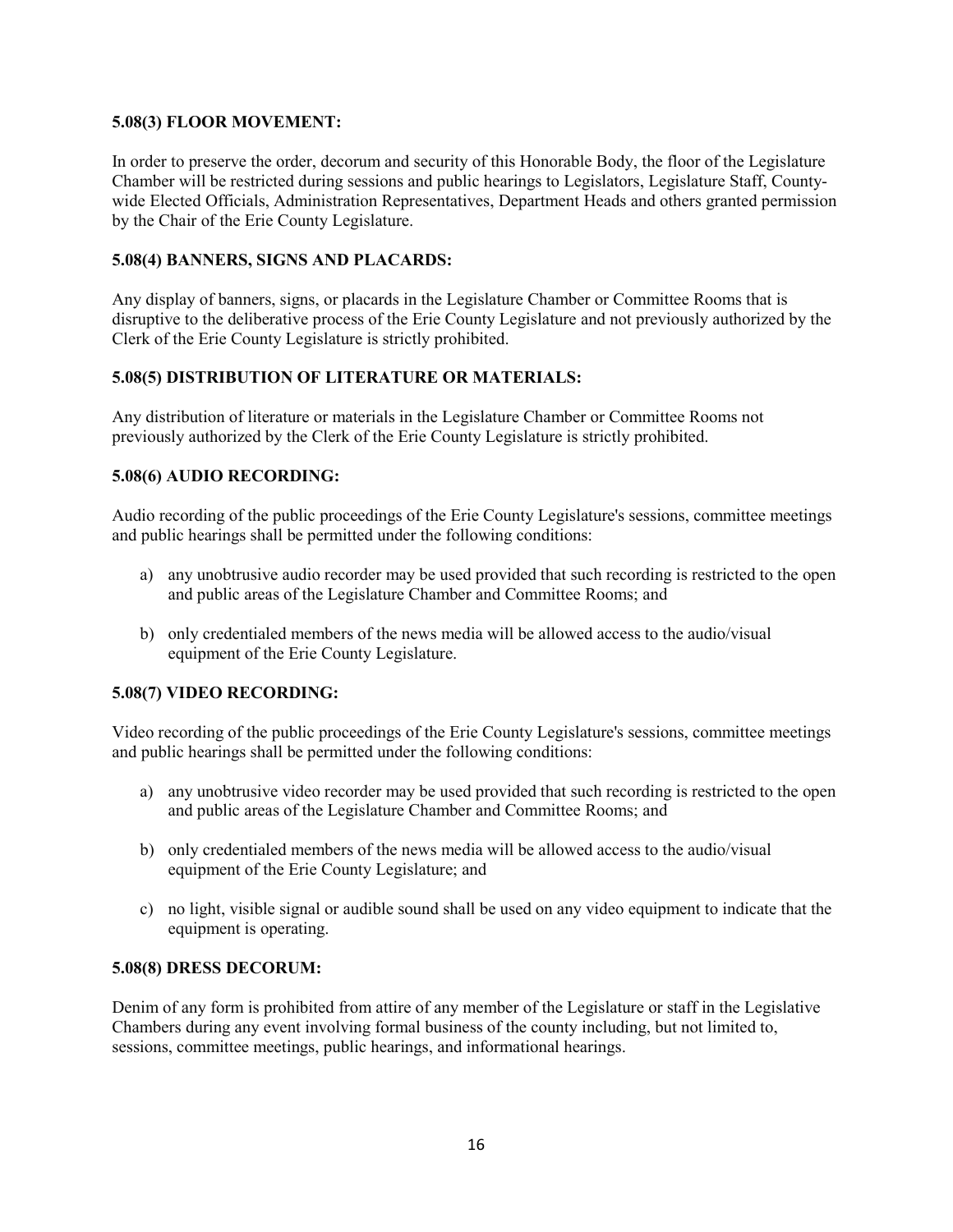**5.08(3) FLOOR MOVEMENT:**

In order to preserve the order, decorum and security of this Honorable Body, the floor of the Legislature Chamber will be restricted during sessions and public hearings to Legislators, Legislature Staff, County-wide Elected Officials, Administration Representatives, Department Heads and others granted permission by the Chair of the Erie County Legislature.

**5.08(4) BANNERS, SIGNS AND PLACARDS:**

Any display of banners, signs, or placards in the Legislature Chamber or Committee Rooms that is disruptive to the deliberative process of the Erie County Legislature and not previously authorized by the Clerk of the Erie County Legislature is strictly prohibited.

**5.08(5) DISTRIBUTION OF LITERATURE OR MATERIALS:**

Any distribution of literature or materials in the Legislature Chamber or Committee Rooms not previously authorized by the Clerk of the Erie County Legislature is strictly prohibited.

**5.08(6) AUDIO RECORDING:**

Audio recording of the public proceedings of the Erie County Legislature's sessions, committee meetings and public hearings shall be permitted under the following conditions:

a) any unobtrusive audio recorder may be used provided that such recording is restricted to the open and public areas of the Legislature Chamber and Committee Rooms; and

b) only credentialed members of the news media will be allowed access to the audio/visual equipment of the Erie County Legislature.

**5.08(7) VIDEO RECORDING:**

Video recording of the public proceedings of the Erie County Legislature's sessions, committee meetings and public hearings shall be permitted under the following conditions:

a) any unobtrusive video recorder may be used provided that such recording is restricted to the open and public areas of the Legislature Chamber and Committee Rooms; and

b) only credentialed members of the news media will be allowed access to the audio/visual equipment of the Erie County Legislature; and

c) no light, visible signal or audible sound shall be used on any video equipment to indicate that the equipment is operating.

**5.08(8) DRESS DECORUM:**

Denim of any form is prohibited from attire of any member of the Legislature or staff in the Legislative Chambers during any event involving formal business of the county including, but not limited to, sessions, committee meetings, public hearings, and informational hearings.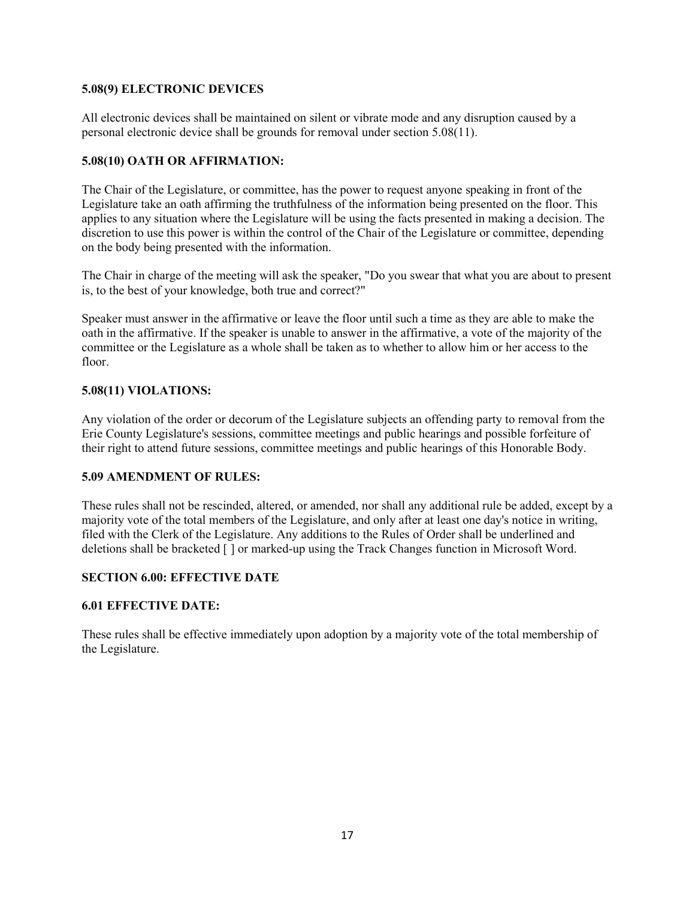**5.08(9) ELECTRONIC DEVICES**

All electronic devices shall be maintained on silent or vibrate mode and any disruption caused by a personal electronic device shall be grounds for removal under section 5.08(11).

**5.08(10) OATH OR AFFIRMATION:**

The Chair of the Legislature, or committee, has the power to request anyone speaking in front of the Legislature take an oath affirming the truthfulness of the information being presented on the floor. This applies to any situation where the Legislature will be using the facts presented in making a decision. The discretion to use this power is within the control of the Chair of the Legislature or committee, depending on the body being presented with the information.

The Chair in charge of the meeting will ask the speaker, "Do you swear that what you are about to present is, to the best of your knowledge, both true and correct?"

Speaker must answer in the affirmative or leave the floor until such a time as they are able to make the oath in the affirmative. If the speaker is unable to answer in the affirmative, a vote of the majority of the committee or the Legislature as a whole shall be taken as to whether to allow him or her access to the floor.

**5.08(11) VIOLATIONS:**

Any violation of the order or decorum of the Legislature subjects an offending party to removal from the Erie County Legislature's sessions, committee meetings and public hearings and possible forfeiture of their right to attend future sessions, committee meetings and public hearings of this Honorable Body.

**5.09 AMENDMENT OF RULES:**

These rules shall not be rescinded, altered, or amended, nor shall any additional rule be added, except by a majority vote of the total members of the Legislature, and only after at least one day's notice in writing, filed with the Clerk of the Legislature. Any additions to the Rules of Order shall be underlined and deletions shall be bracketed [ ] or marked-up using the Track Changes function in Microsoft Word.

## SECTION 6.00: EFFECTIVE DATE

**6.01 EFFECTIVE DATE:**

These rules shall be effective immediately upon adoption by a majority vote of the total membership of the Legislature.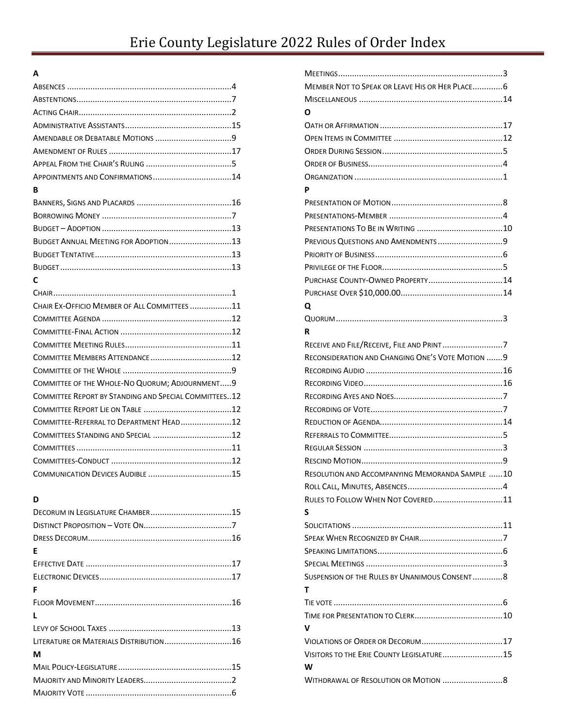# Erie County Legislature 2022 Rules of Order Index

**A**

Absences .....4
Abstentions .....7
Acting Chair .....2
Administrative Assistants .....15
Amendable or Debatable Motions .....9
Amendment of Rules .....17
Appeal From the Chair's Ruling .....5
Appointments and Confirmations .....14

**B**

Banners, Signs and Placards .....16
Borrowing Money .....7
Budget – Adoption .....13
Budget Annual Meeting for Adoption .....13
Budget Tentative .....13
Budget .....13

**C**

Chair .....1
Chair Ex-Officio Member of All Committees .....11
Committee Agenda .....12
Committee-Final Action .....12
Committee Meeting Rules .....11
Committee Members Attendance .....12
Committee of the Whole .....9
Committee of the Whole-No Quorum; Adjournment .....9
Committee Report by Standing and Special Committees .....12
Committee Report Lie on Table .....12
Committee-Referral to Department Head .....12
Committees Standing and Special .....12
Committees .....11
Committees-Conduct .....12
Communication Devices Audible .....15

**D**

Decorum in Legislature Chamber .....15
Distinct Proposition – Vote On .....7
Dress Decorum .....16

**E**

Effective Date .....17
Electronic Devices .....17

**F**

Floor Movement .....16

**L**

Levy of School Taxes .....13
Literature or Materials Distribution .....16

**M**

Mail Policy-Legislature .....15
Majority and Minority Leaders .....2
Majority Vote .....6
Meetings .....3
Member Not to Speak or Leave His or Her Place .....6
Miscellaneous .....14

**O**

Oath or Affirmation .....17
Open Items in Committee .....12
Order During Session .....5
Order of Business .....4
Organization .....1

**P**

Presentation of Motion .....8
Presentations-Member .....4
Presentations To Be in Writing .....10
Previous Questions and Amendments .....9
Priority of Business .....6
Privilege of the Floor .....5
Purchase County-Owned Property .....14
Purchase Over $10,000.00 .....14

**Q**

Quorum .....3

**R**

Receive and File/Receive, File and Print .....7
Reconsideration and Changing One's Vote Motion .....9
Recording Audio .....16
Recording Video .....16
Recording Ayes and Noes .....7
Recording of Vote .....7
Reduction of Agenda .....14
Referrals to Committee .....5
Regular Session .....3
Rescind Motion .....9
Resolution and Accompanying Memoranda Sample .....10
Roll Call, Minutes, Absences .....4
Rules to Follow When Not Covered .....11

**S**

Solicitations .....11
Speak When Recognized by Chair .....7
Speaking Limitations .....6
Special Meetings .....3
Suspension of the Rules by Unanimous Consent .....8

**T**

Tie vote .....6
Time for Presentation to Clerk .....10

**V**

Violations of Order or Decorum .....17
Visitors to the Erie County Legislature .....15

**W**

Withdrawal of Resolution or Motion .....8